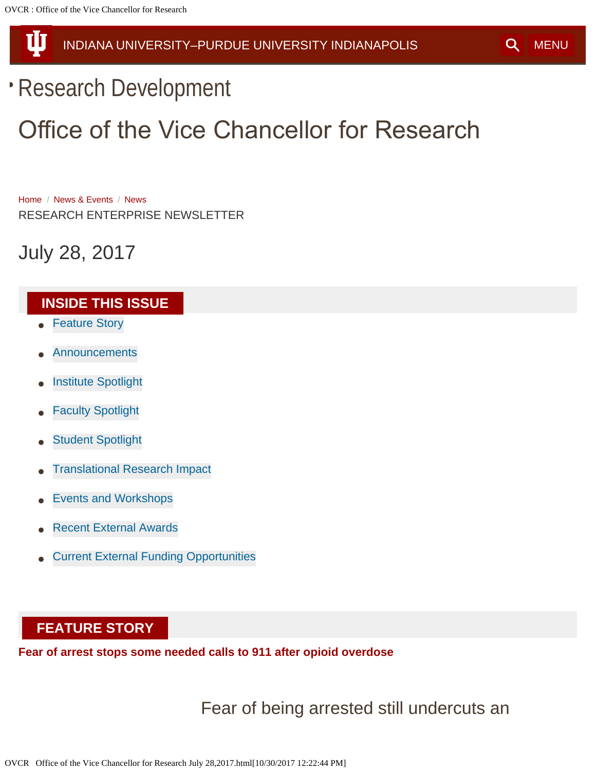INDIANA UNIVERSITY–PURDUE UNIVERSITY INDIANAPOLIS

MENU

- Research Development

# Office of the Vice Chancellor for Research

Home / News & Events / News

RESEARCH ENTERPRISE NEWSLETTER

## July 28, 2017

## INSIDE THIS ISSUE

- Feature Story
- Announcements
- Institute Spotlight
- Faculty Spotlight
- Student Spotlight
- Translational Research Impact
- Events and Workshops
- Recent External Awards
- Current External Funding Opportunities

## FEATURE STORY

**Fear of arrest stops some needed calls to 911 after opioid overdose**

Fear of being arrested still undercuts an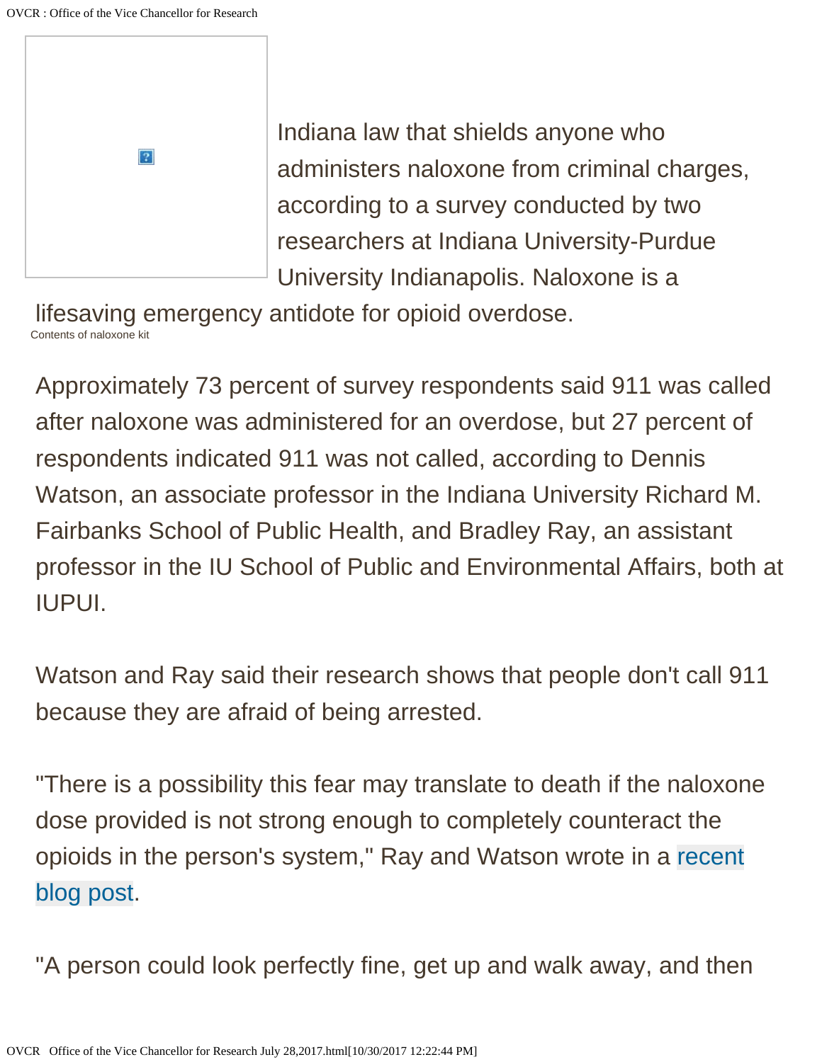Indiana law that shields anyone who administers naloxone from criminal charges, according to a survey conducted by two researchers at Indiana University-Purdue University Indianapolis. Naloxone is a lifesaving emergency antidote for opioid overdose.

Contents of naloxone kit

Approximately 73 percent of survey respondents said 911 was called after naloxone was administered for an overdose, but 27 percent of respondents indicated 911 was not called, according to Dennis Watson, an associate professor in the Indiana University Richard M. Fairbanks School of Public Health, and Bradley Ray, an assistant professor in the IU School of Public and Environmental Affairs, both at IUPUI.

Watson and Ray said their research shows that people don't call 911 because they are afraid of being arrested.

"There is a possibility this fear may translate to death if the naloxone dose provided is not strong enough to completely counteract the opioids in the person's system," Ray and Watson wrote in a recent blog post.

"A person could look perfectly fine, get up and walk away, and then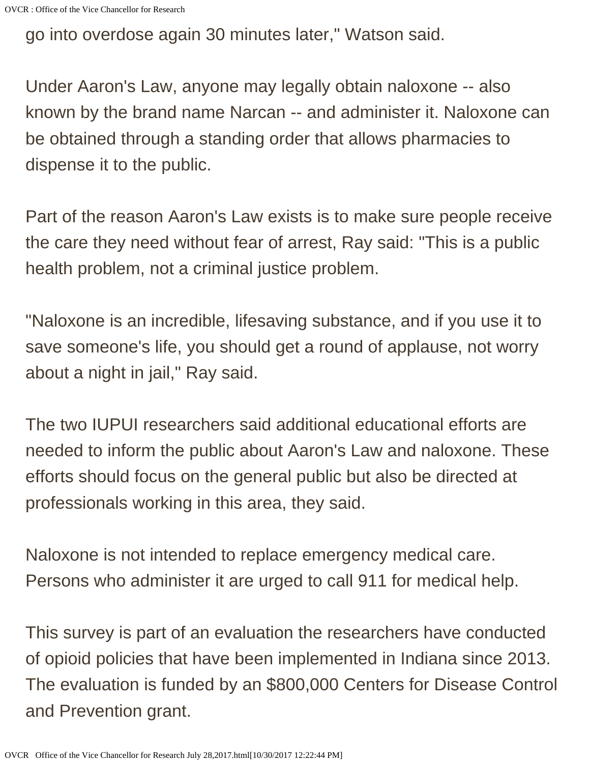go into overdose again 30 minutes later," Watson said.

Under Aaron's Law, anyone may legally obtain naloxone -- also known by the brand name Narcan -- and administer it. Naloxone can be obtained through a standing order that allows pharmacies to dispense it to the public.

Part of the reason Aaron's Law exists is to make sure people receive the care they need without fear of arrest, Ray said: "This is a public health problem, not a criminal justice problem.

"Naloxone is an incredible, lifesaving substance, and if you use it to save someone's life, you should get a round of applause, not worry about a night in jail," Ray said.

The two IUPUI researchers said additional educational efforts are needed to inform the public about Aaron's Law and naloxone. These efforts should focus on the general public but also be directed at professionals working in this area, they said.

Naloxone is not intended to replace emergency medical care. Persons who administer it are urged to call 911 for medical help.

This survey is part of an evaluation the researchers have conducted of opioid policies that have been implemented in Indiana since 2013. The evaluation is funded by an $800,000 Centers for Disease Control and Prevention grant.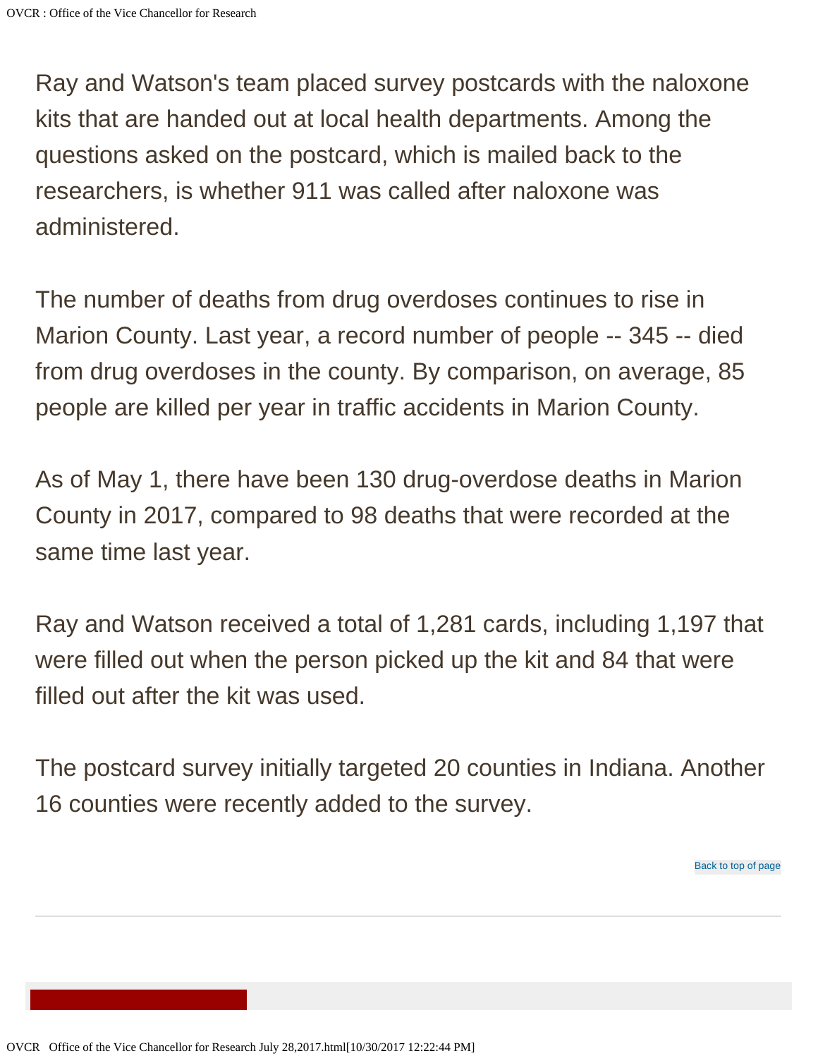Ray and Watson's team placed survey postcards with the naloxone kits that are handed out at local health departments. Among the questions asked on the postcard, which is mailed back to the researchers, is whether 911 was called after naloxone was administered.

The number of deaths from drug overdoses continues to rise in Marion County. Last year, a record number of people -- 345 -- died from drug overdoses in the county. By comparison, on average, 85 people are killed per year in traffic accidents in Marion County.

As of May 1, there have been 130 drug-overdose deaths in Marion County in 2017, compared to 98 deaths that were recorded at the same time last year.

Ray and Watson received a total of 1,281 cards, including 1,197 that were filled out when the person picked up the kit and 84 that were filled out after the kit was used.

The postcard survey initially targeted 20 counties in Indiana. Another 16 counties were recently added to the survey.

Back to top of page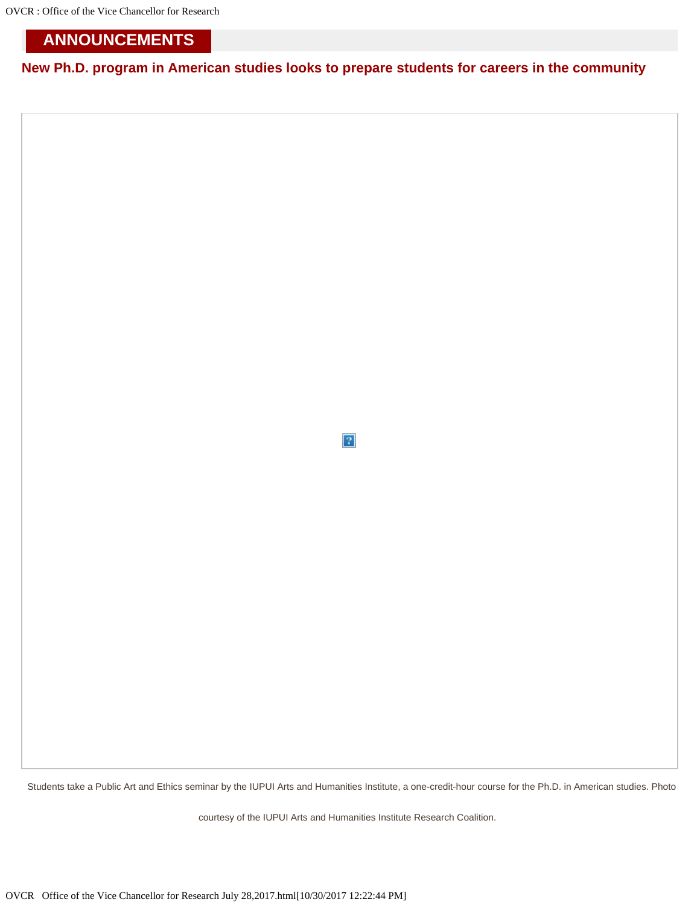# ANNOUNCEMENTS

## New Ph.D. program in American studies looks to prepare students for careers in the community

Students take a Public Art and Ethics seminar by the IUPUI Arts and Humanities Institute, a one-credit-hour course for the Ph.D. in American studies. Photo courtesy of the IUPUI Arts and Humanities Institute Research Coalition.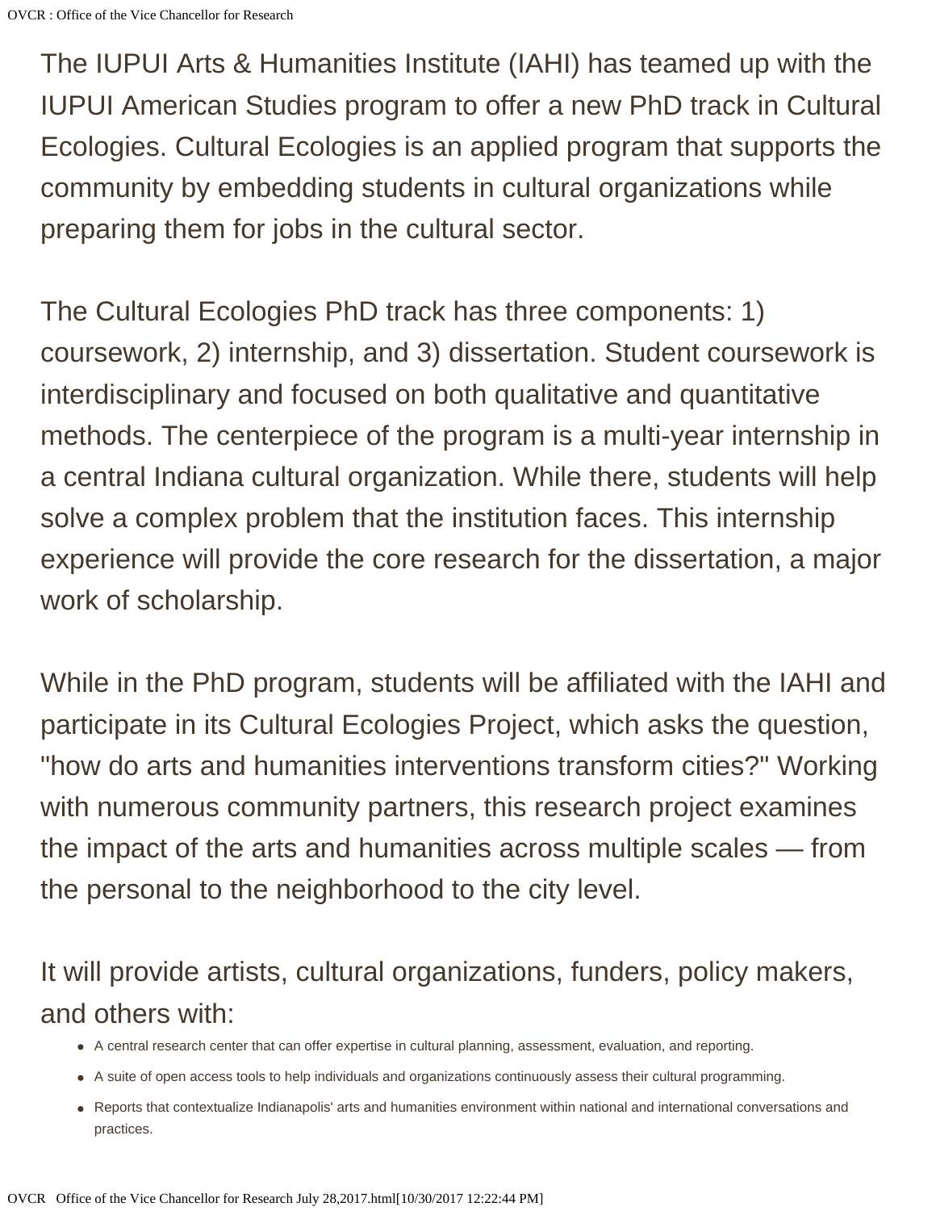The IUPUI Arts & Humanities Institute (IAHI) has teamed up with the IUPUI American Studies program to offer a new PhD track in Cultural Ecologies. Cultural Ecologies is an applied program that supports the community by embedding students in cultural organizations while preparing them for jobs in the cultural sector.

The Cultural Ecologies PhD track has three components: 1) coursework, 2) internship, and 3) dissertation. Student coursework is interdisciplinary and focused on both qualitative and quantitative methods. The centerpiece of the program is a multi-year internship in a central Indiana cultural organization. While there, students will help solve a complex problem that the institution faces. This internship experience will provide the core research for the dissertation, a major work of scholarship.

While in the PhD program, students will be affiliated with the IAHI and participate in its Cultural Ecologies Project, which asks the question, "how do arts and humanities interventions transform cities?" Working with numerous community partners, this research project examines the impact of the arts and humanities across multiple scales — from the personal to the neighborhood to the city level.

It will provide artists, cultural organizations, funders, policy makers, and others with:

- A central research center that can offer expertise in cultural planning, assessment, evaluation, and reporting.
- A suite of open access tools to help individuals and organizations continuously assess their cultural programming.
- Reports that contextualize Indianapolis' arts and humanities environment within national and international conversations and practices.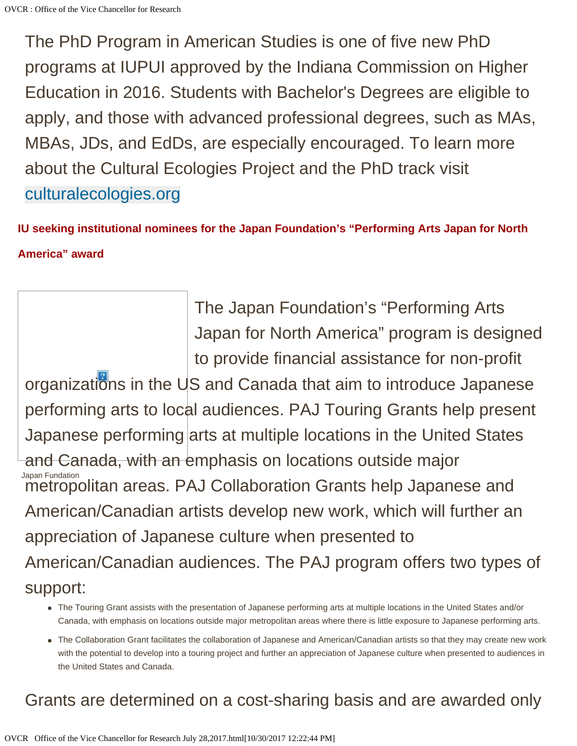The PhD Program in American Studies is one of five new PhD programs at IUPUI approved by the Indiana Commission on Higher Education in 2016. Students with Bachelor's Degrees are eligible to apply, and those with advanced professional degrees, such as MAs, MBAs, JDs, and EdDs, are especially encouraged. To learn more about the Cultural Ecologies Project and the PhD track visit culturalecologies.org

### IU seeking institutional nominees for the Japan Foundation's "Performing Arts Japan for North America" award

Japan Fundation

The Japan Foundation's "Performing Arts Japan for North America" program is designed to provide financial assistance for non-profit organizations in the US and Canada that aim to introduce Japanese performing arts to local audiences. PAJ Touring Grants help present Japanese performing arts at multiple locations in the United States and Canada, with an emphasis on locations outside major metropolitan areas. PAJ Collaboration Grants help Japanese and American/Canadian artists develop new work, which will further an appreciation of Japanese culture when presented to American/Canadian audiences. The PAJ program offers two types of support:

- The Touring Grant assists with the presentation of Japanese performing arts at multiple locations in the United States and/or Canada, with emphasis on locations outside major metropolitan areas where there is little exposure to Japanese performing arts.
- The Collaboration Grant facilitates the collaboration of Japanese and American/Canadian artists so that they may create new work with the potential to develop into a touring project and further an appreciation of Japanese culture when presented to audiences in the United States and Canada.

Grants are determined on a cost-sharing basis and are awarded only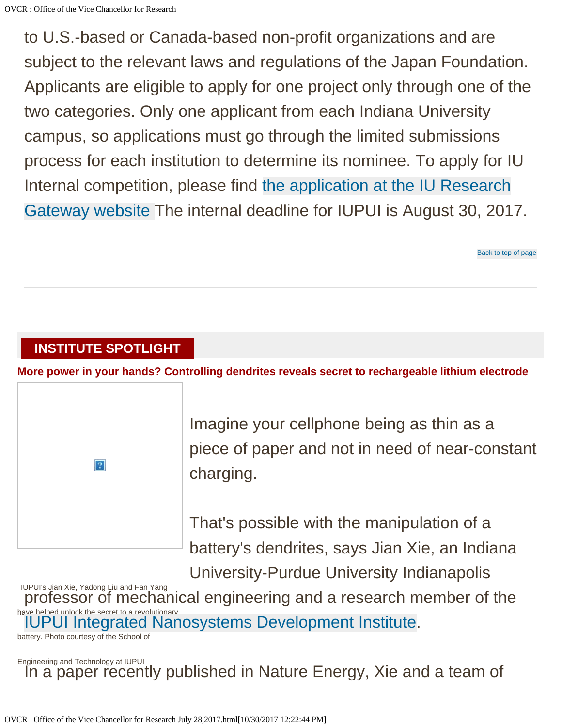to U.S.-based or Canada-based non-profit organizations and are subject to the relevant laws and regulations of the Japan Foundation. Applicants are eligible to apply for one project only through one of the two categories. Only one applicant from each Indiana University campus, so applications must go through the limited submissions process for each institution to determine its nominee. To apply for IU Internal competition, please find the application at the IU Research Gateway website The internal deadline for IUPUI is August 30, 2017.

Back to top of page

---

## INSTITUTE SPOTLIGHT

### More power in your hands? Controlling dendrites reveals secret to rechargeable lithium electrode

IUPUI's Jian Xie, Yadong Liu and Fan Yang have helped unlock the secret to a revolutionary battery. Photo courtesy of the School of Engineering and Technology at IUPUI

Imagine your cellphone being as thin as a piece of paper and not in need of near-constant charging.

That's possible with the manipulation of a battery's dendrites, says Jian Xie, an Indiana University-Purdue University Indianapolis professor of mechanical engineering and a research member of the IUPUI Integrated Nanosystems Development Institute.

In a paper recently published in Nature Energy, Xie and a team of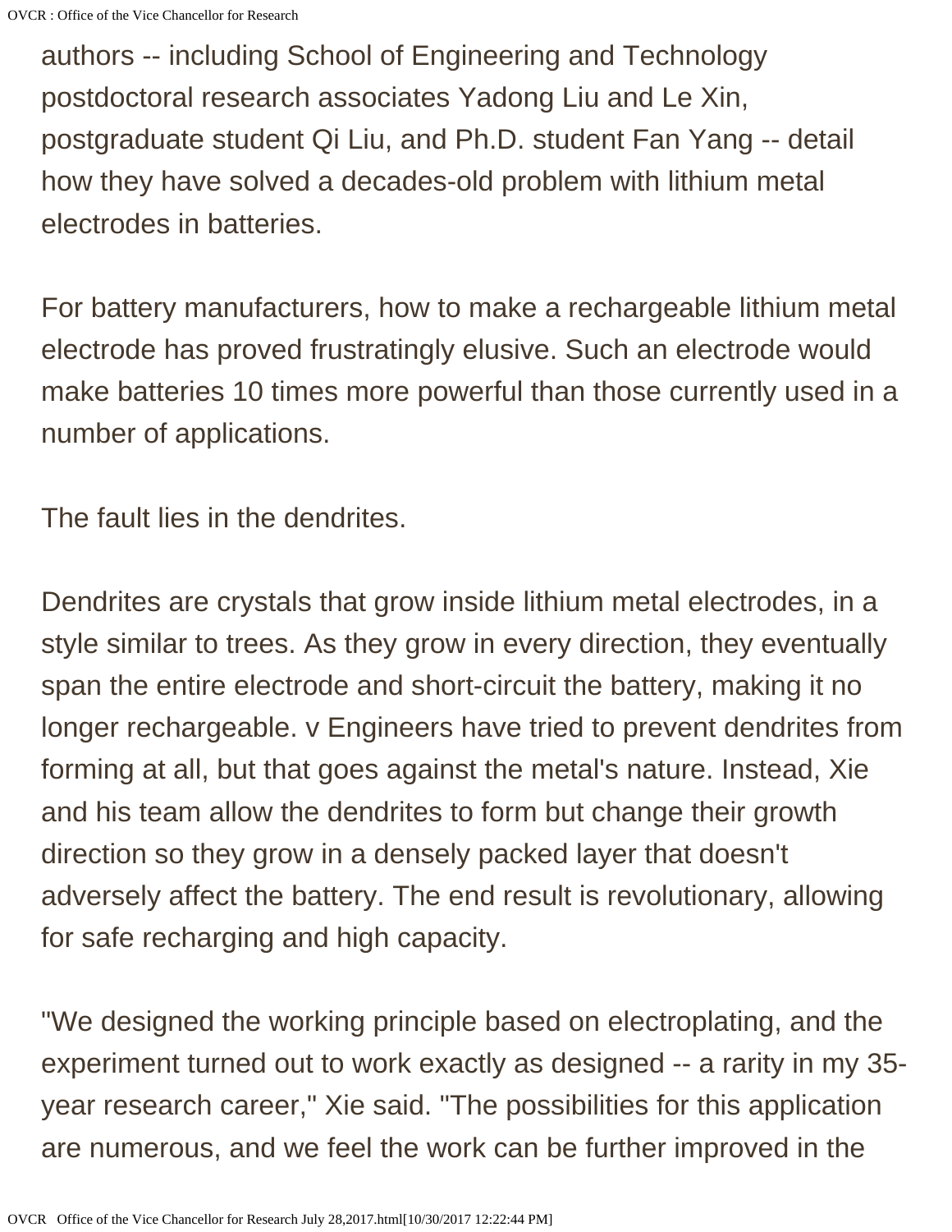authors -- including School of Engineering and Technology postdoctoral research associates Yadong Liu and Le Xin, postgraduate student Qi Liu, and Ph.D. student Fan Yang -- detail how they have solved a decades-old problem with lithium metal electrodes in batteries.

For battery manufacturers, how to make a rechargeable lithium metal electrode has proved frustratingly elusive. Such an electrode would make batteries 10 times more powerful than those currently used in a number of applications.

The fault lies in the dendrites.

Dendrites are crystals that grow inside lithium metal electrodes, in a style similar to trees. As they grow in every direction, they eventually span the entire electrode and short-circuit the battery, making it no longer rechargeable. v Engineers have tried to prevent dendrites from forming at all, but that goes against the metal's nature. Instead, Xie and his team allow the dendrites to form but change their growth direction so they grow in a densely packed layer that doesn't adversely affect the battery. The end result is revolutionary, allowing for safe recharging and high capacity.

"We designed the working principle based on electroplating, and the experiment turned out to work exactly as designed -- a rarity in my 35-year research career," Xie said. "The possibilities for this application are numerous, and we feel the work can be further improved in the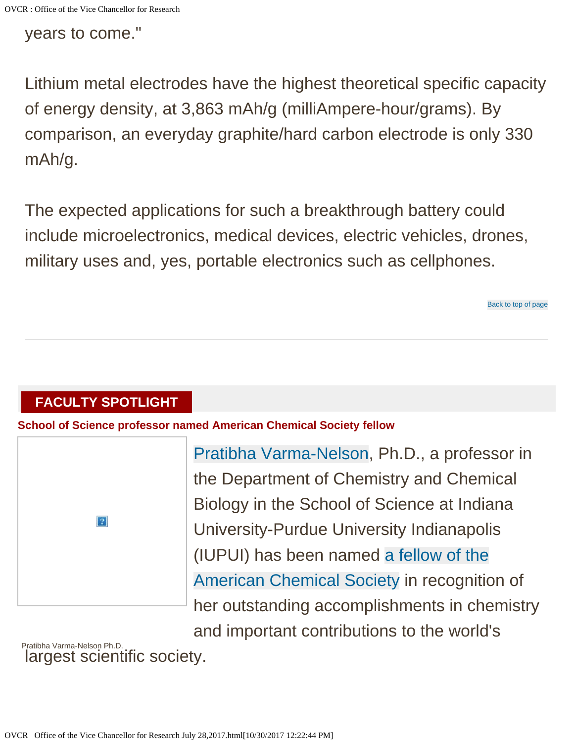years to come."

Lithium metal electrodes have the highest theoretical specific capacity of energy density, at 3,863 mAh/g (milliAmpere-hour/grams). By comparison, an everyday graphite/hard carbon electrode is only 330 mAh/g.

The expected applications for such a breakthrough battery could include microelectronics, medical devices, electric vehicles, drones, military uses and, yes, portable electronics such as cellphones.

Back to top of page

---

## FACULTY SPOTLIGHT

### School of Science professor named American Chemical Society fellow

Pratibha Varma-Nelson Ph.D.

Pratibha Varma-Nelson, Ph.D., a professor in the Department of Chemistry and Chemical Biology in the School of Science at Indiana University-Purdue University Indianapolis (IUPUI) has been named a fellow of the American Chemical Society in recognition of her outstanding accomplishments in chemistry and important contributions to the world's largest scientific society.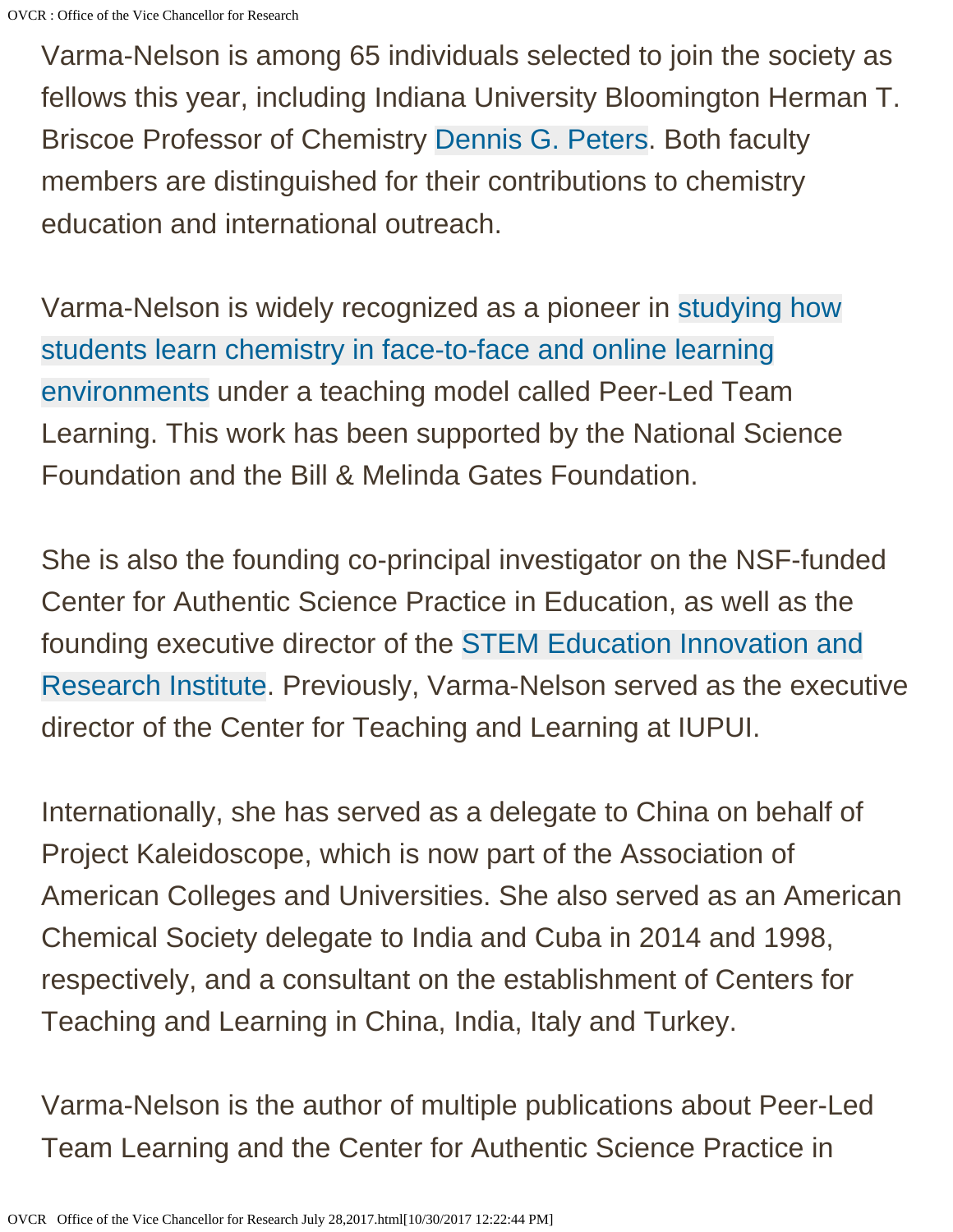Varma-Nelson is among 65 individuals selected to join the society as fellows this year, including Indiana University Bloomington Herman T. Briscoe Professor of Chemistry Dennis G. Peters. Both faculty members are distinguished for their contributions to chemistry education and international outreach.

Varma-Nelson is widely recognized as a pioneer in studying how students learn chemistry in face-to-face and online learning environments under a teaching model called Peer-Led Team Learning. This work has been supported by the National Science Foundation and the Bill & Melinda Gates Foundation.

She is also the founding co-principal investigator on the NSF-funded Center for Authentic Science Practice in Education, as well as the founding executive director of the STEM Education Innovation and Research Institute. Previously, Varma-Nelson served as the executive director of the Center for Teaching and Learning at IUPUI.

Internationally, she has served as a delegate to China on behalf of Project Kaleidoscope, which is now part of the Association of American Colleges and Universities. She also served as an American Chemical Society delegate to India and Cuba in 2014 and 1998, respectively, and a consultant on the establishment of Centers for Teaching and Learning in China, India, Italy and Turkey.

Varma-Nelson is the author of multiple publications about Peer-Led Team Learning and the Center for Authentic Science Practice in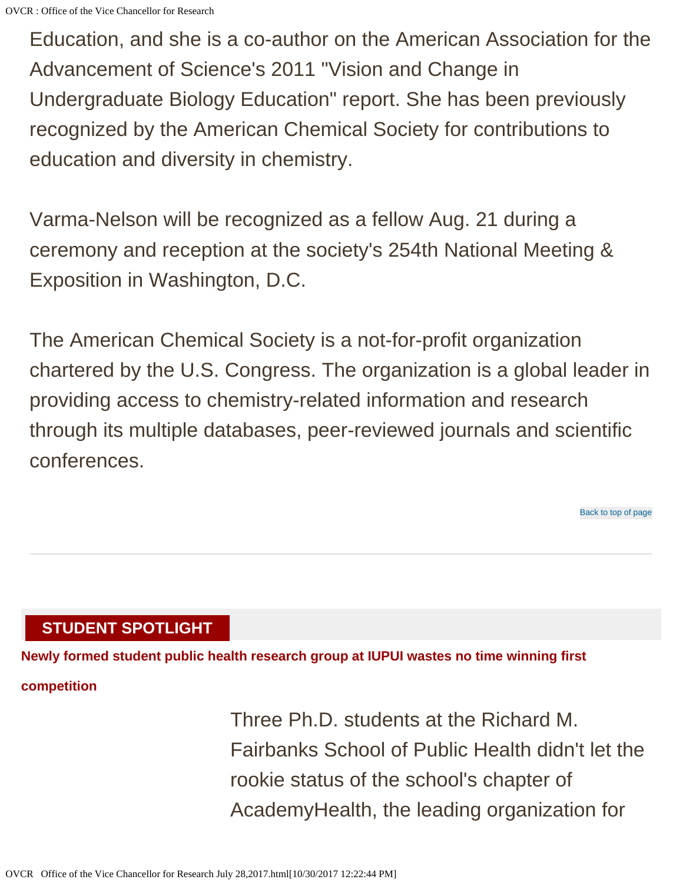Education, and she is a co-author on the American Association for the Advancement of Science's 2011 "Vision and Change in Undergraduate Biology Education" report. She has been previously recognized by the American Chemical Society for contributions to education and diversity in chemistry.

Varma-Nelson will be recognized as a fellow Aug. 21 during a ceremony and reception at the society's 254th National Meeting & Exposition in Washington, D.C.

The American Chemical Society is a not-for-profit organization chartered by the U.S. Congress. The organization is a global leader in providing access to chemistry-related information and research through its multiple databases, peer-reviewed journals and scientific conferences.

Back to top of page

---

## STUDENT SPOTLIGHT

### Newly formed student public health research group at IUPUI wastes no time winning first competition

Three Ph.D. students at the Richard M. Fairbanks School of Public Health didn't let the rookie status of the school's chapter of AcademyHealth, the leading organization for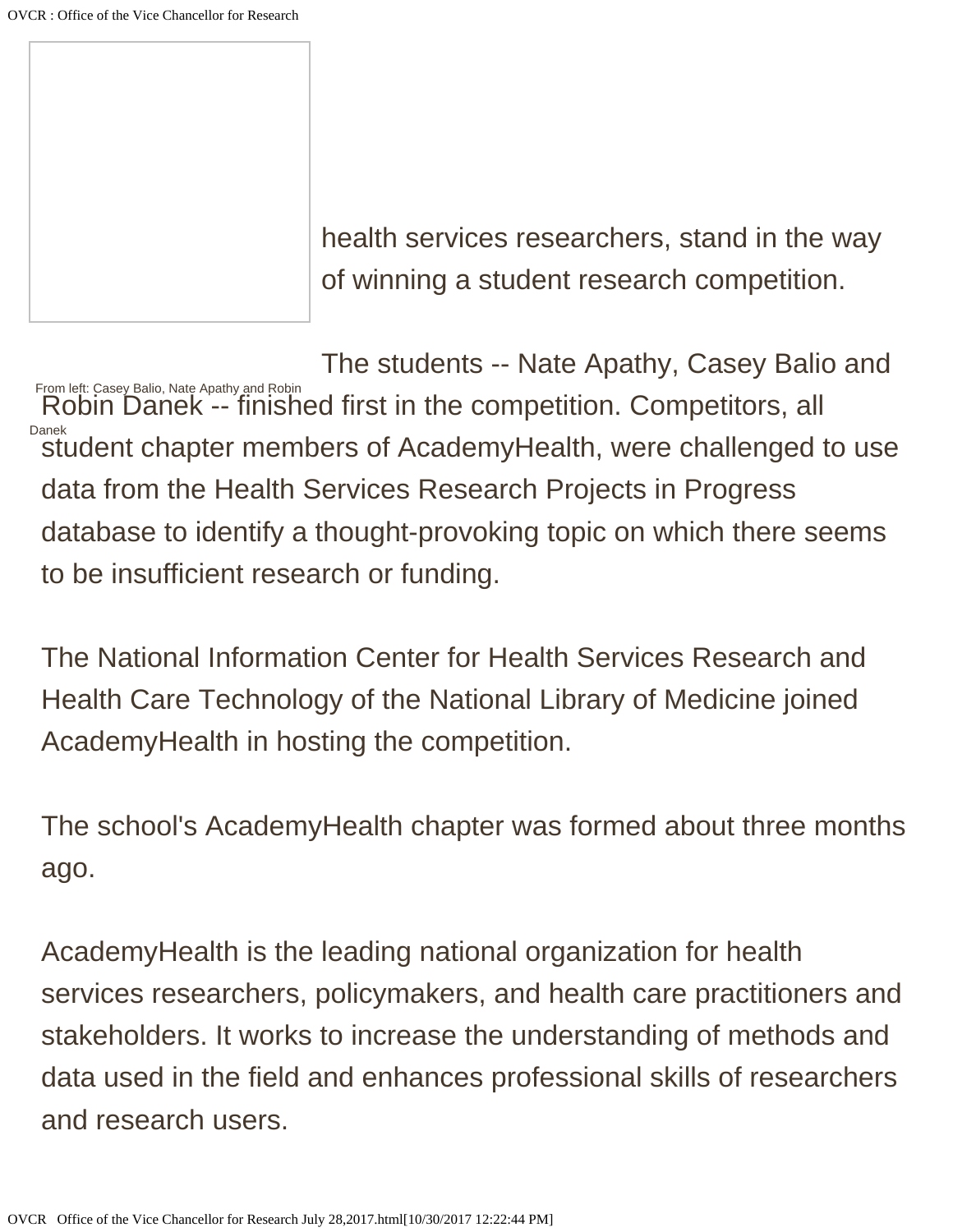health services researchers, stand in the way of winning a student research competition.

From left: Casey Balio, Nate Apathy and Robin Danek

The students -- Nate Apathy, Casey Balio and Robin Danek -- finished first in the competition. Competitors, all student chapter members of AcademyHealth, were challenged to use data from the Health Services Research Projects in Progress database to identify a thought-provoking topic on which there seems to be insufficient research or funding.

The National Information Center for Health Services Research and Health Care Technology of the National Library of Medicine joined AcademyHealth in hosting the competition.

The school's AcademyHealth chapter was formed about three months ago.

AcademyHealth is the leading national organization for health services researchers, policymakers, and health care practitioners and stakeholders. It works to increase the understanding of methods and data used in the field and enhances professional skills of researchers and research users.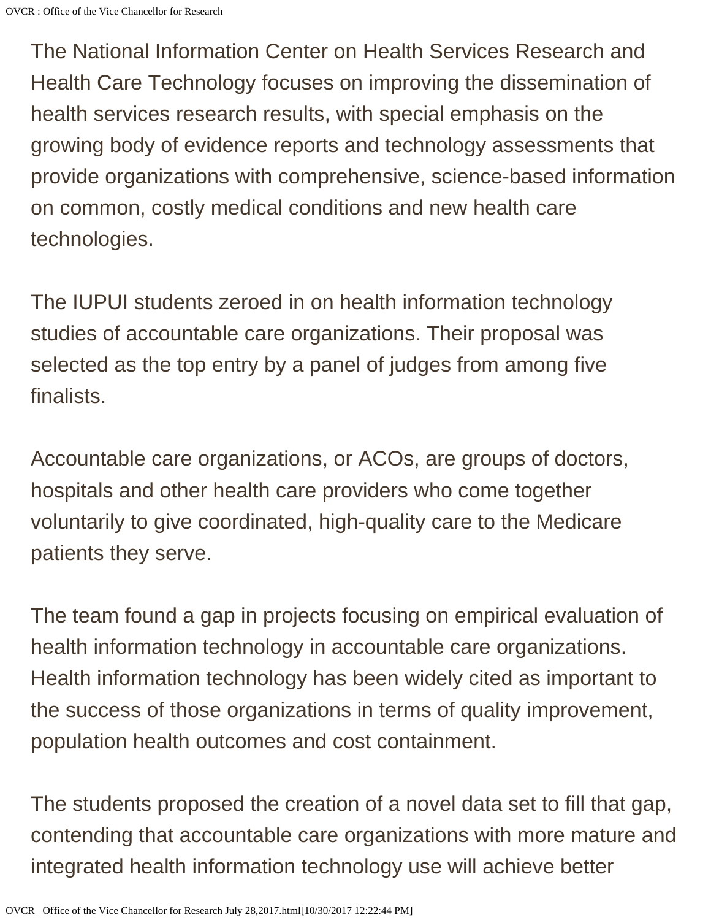The National Information Center on Health Services Research and Health Care Technology focuses on improving the dissemination of health services research results, with special emphasis on the growing body of evidence reports and technology assessments that provide organizations with comprehensive, science-based information on common, costly medical conditions and new health care technologies.

The IUPUI students zeroed in on health information technology studies of accountable care organizations. Their proposal was selected as the top entry by a panel of judges from among five finalists.

Accountable care organizations, or ACOs, are groups of doctors, hospitals and other health care providers who come together voluntarily to give coordinated, high-quality care to the Medicare patients they serve.

The team found a gap in projects focusing on empirical evaluation of health information technology in accountable care organizations. Health information technology has been widely cited as important to the success of those organizations in terms of quality improvement, population health outcomes and cost containment.

The students proposed the creation of a novel data set to fill that gap, contending that accountable care organizations with more mature and integrated health information technology use will achieve better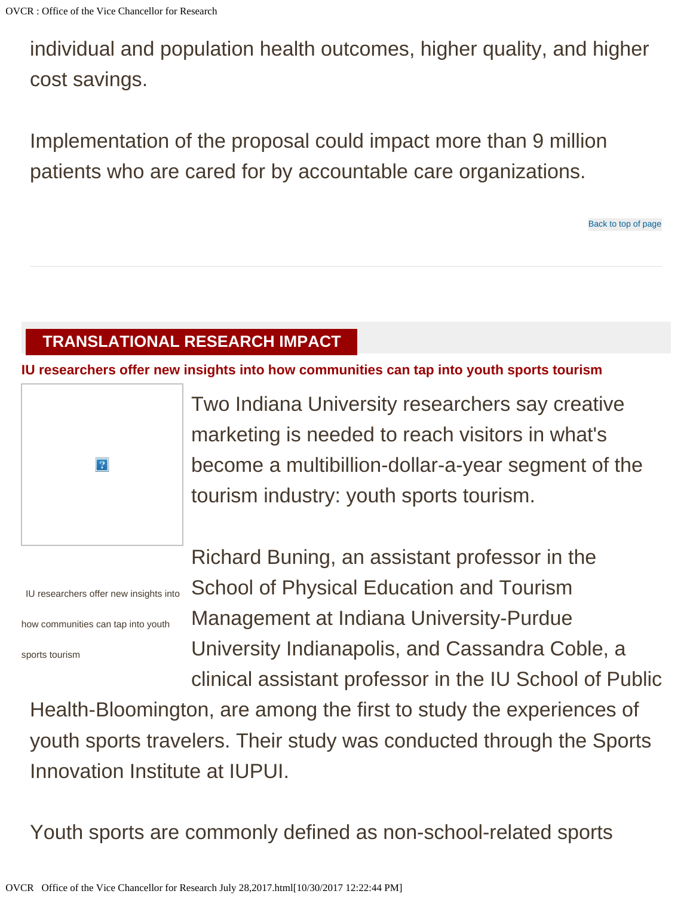individual and population health outcomes, higher quality, and higher cost savings.

Implementation of the proposal could impact more than 9 million patients who are cared for by accountable care organizations.

Back to top of page

## TRANSLATIONAL RESEARCH IMPACT

### IU researchers offer new insights into how communities can tap into youth sports tourism

IU researchers offer new insights into how communities can tap into youth sports tourism

Two Indiana University researchers say creative marketing is needed to reach visitors in what's become a multibillion-dollar-a-year segment of the tourism industry: youth sports tourism.

Richard Buning, an assistant professor in the School of Physical Education and Tourism Management at Indiana University-Purdue University Indianapolis, and Cassandra Coble, a clinical assistant professor in the IU School of Public Health-Bloomington, are among the first to study the experiences of youth sports travelers. Their study was conducted through the Sports Innovation Institute at IUPUI.

Youth sports are commonly defined as non-school-related sports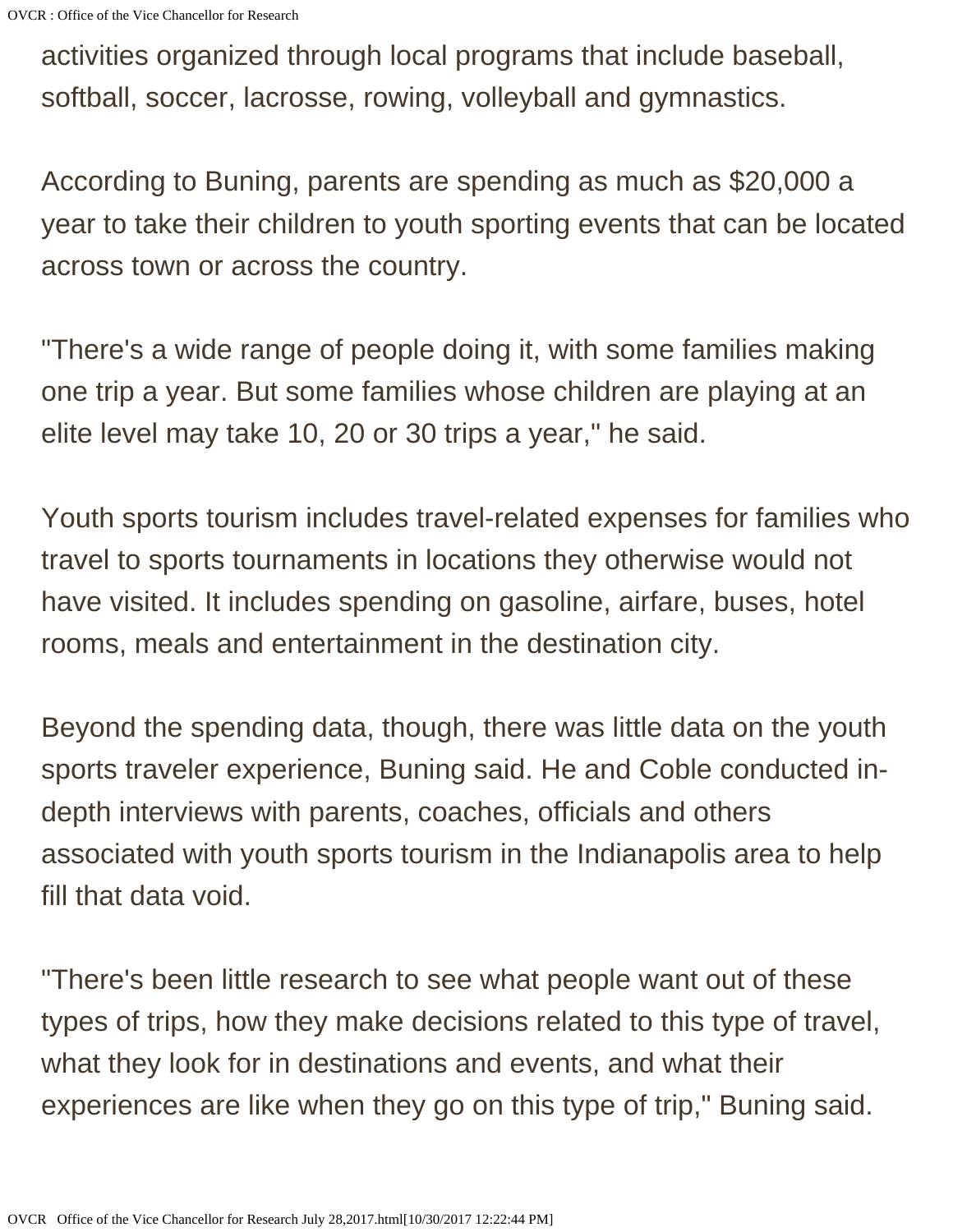activities organized through local programs that include baseball, softball, soccer, lacrosse, rowing, volleyball and gymnastics.

According to Buning, parents are spending as much as $20,000 a year to take their children to youth sporting events that can be located across town or across the country.

"There's a wide range of people doing it, with some families making one trip a year. But some families whose children are playing at an elite level may take 10, 20 or 30 trips a year," he said.

Youth sports tourism includes travel-related expenses for families who travel to sports tournaments in locations they otherwise would not have visited. It includes spending on gasoline, airfare, buses, hotel rooms, meals and entertainment in the destination city.

Beyond the spending data, though, there was little data on the youth sports traveler experience, Buning said. He and Coble conducted in-depth interviews with parents, coaches, officials and others associated with youth sports tourism in the Indianapolis area to help fill that data void.

"There's been little research to see what people want out of these types of trips, how they make decisions related to this type of travel, what they look for in destinations and events, and what their experiences are like when they go on this type of trip," Buning said.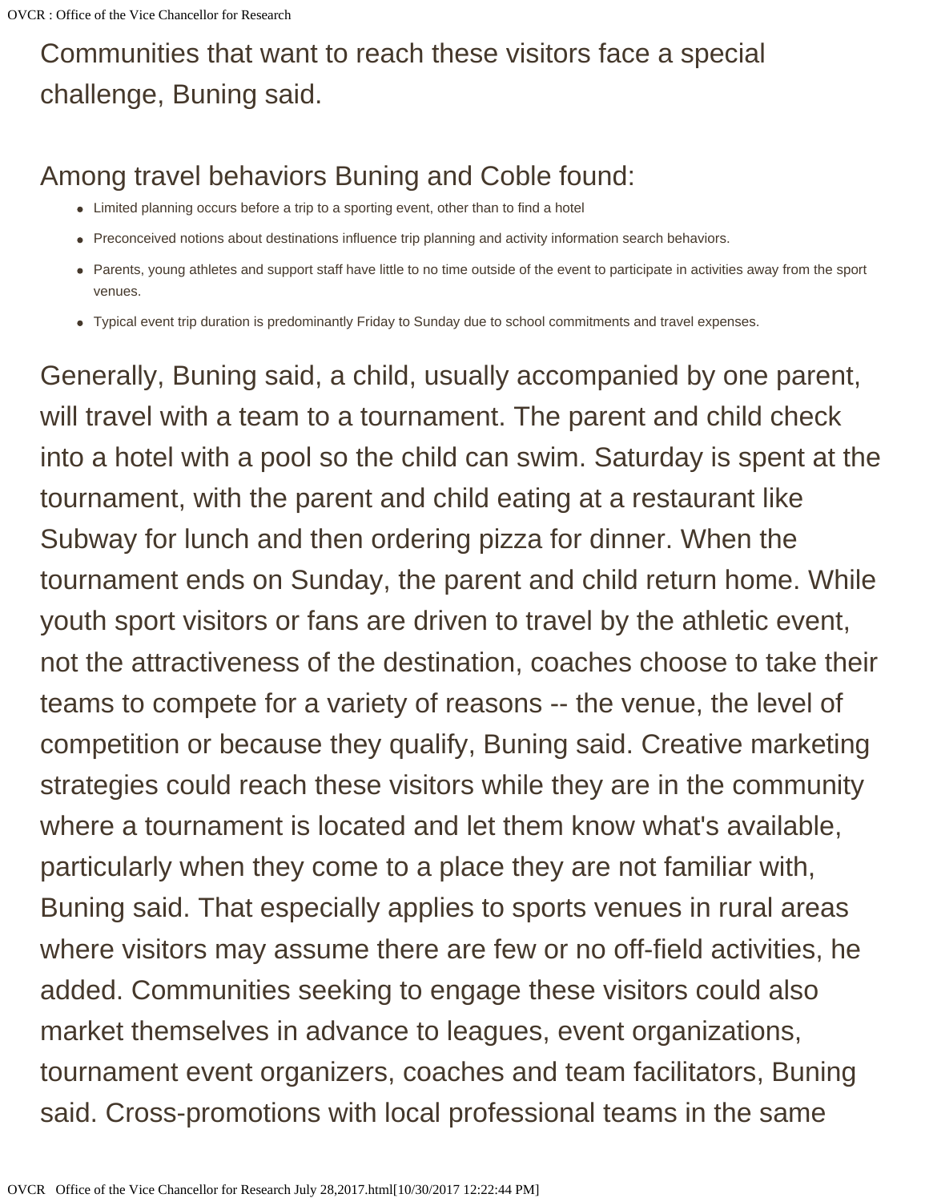Communities that want to reach these visitors face a special challenge, Buning said.

Among travel behaviors Buning and Coble found:

- Limited planning occurs before a trip to a sporting event, other than to find a hotel
- Preconceived notions about destinations influence trip planning and activity information search behaviors.
- Parents, young athletes and support staff have little to no time outside of the event to participate in activities away from the sport venues.
- Typical event trip duration is predominantly Friday to Sunday due to school commitments and travel expenses.

Generally, Buning said, a child, usually accompanied by one parent, will travel with a team to a tournament. The parent and child check into a hotel with a pool so the child can swim. Saturday is spent at the tournament, with the parent and child eating at a restaurant like Subway for lunch and then ordering pizza for dinner. When the tournament ends on Sunday, the parent and child return home. While youth sport visitors or fans are driven to travel by the athletic event, not the attractiveness of the destination, coaches choose to take their teams to compete for a variety of reasons -- the venue, the level of competition or because they qualify, Buning said. Creative marketing strategies could reach these visitors while they are in the community where a tournament is located and let them know what's available, particularly when they come to a place they are not familiar with, Buning said. That especially applies to sports venues in rural areas where visitors may assume there are few or no off-field activities, he added. Communities seeking to engage these visitors could also market themselves in advance to leagues, event organizations, tournament event organizers, coaches and team facilitators, Buning said. Cross-promotions with local professional teams in the same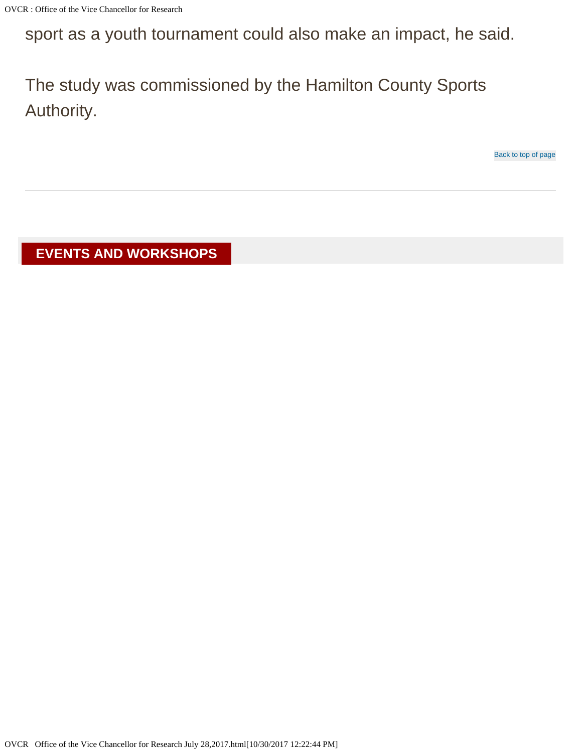sport as a youth tournament could also make an impact, he said.

The study was commissioned by the Hamilton County Sports Authority.

Back to top of page

---

## EVENTS AND WORKSHOPS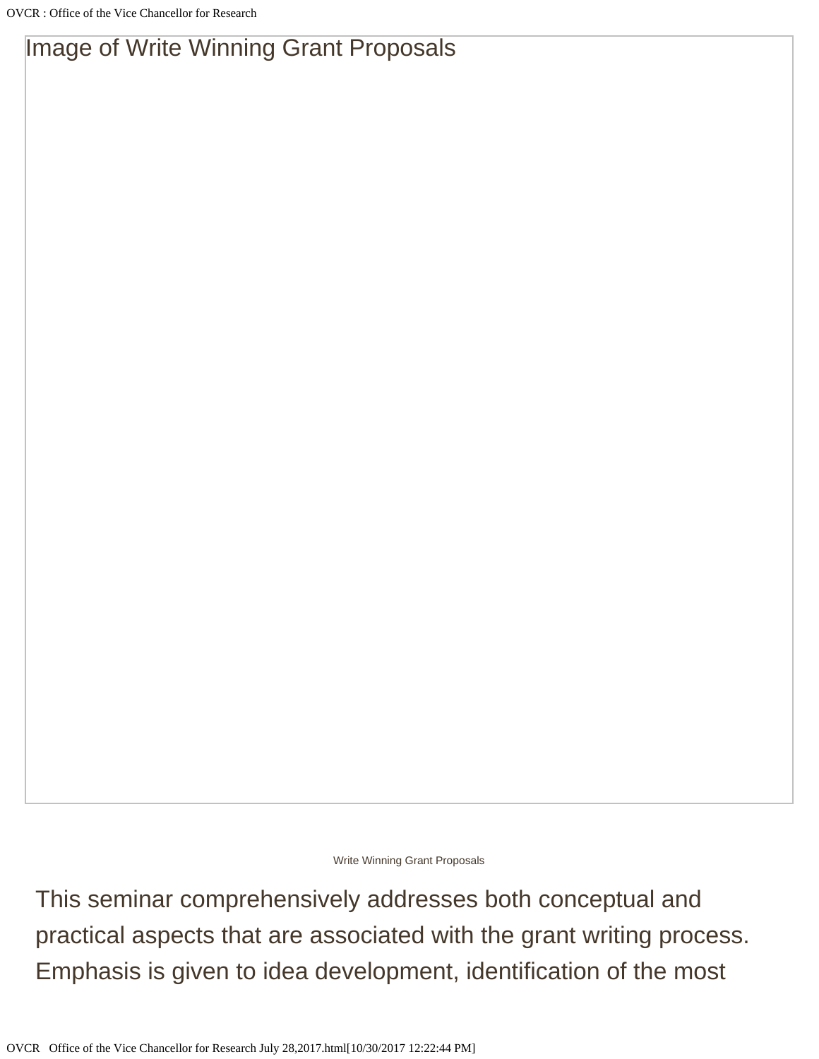Image of Write Winning Grant Proposals

Write Winning Grant Proposals

This seminar comprehensively addresses both conceptual and practical aspects that are associated with the grant writing process. Emphasis is given to idea development, identification of the most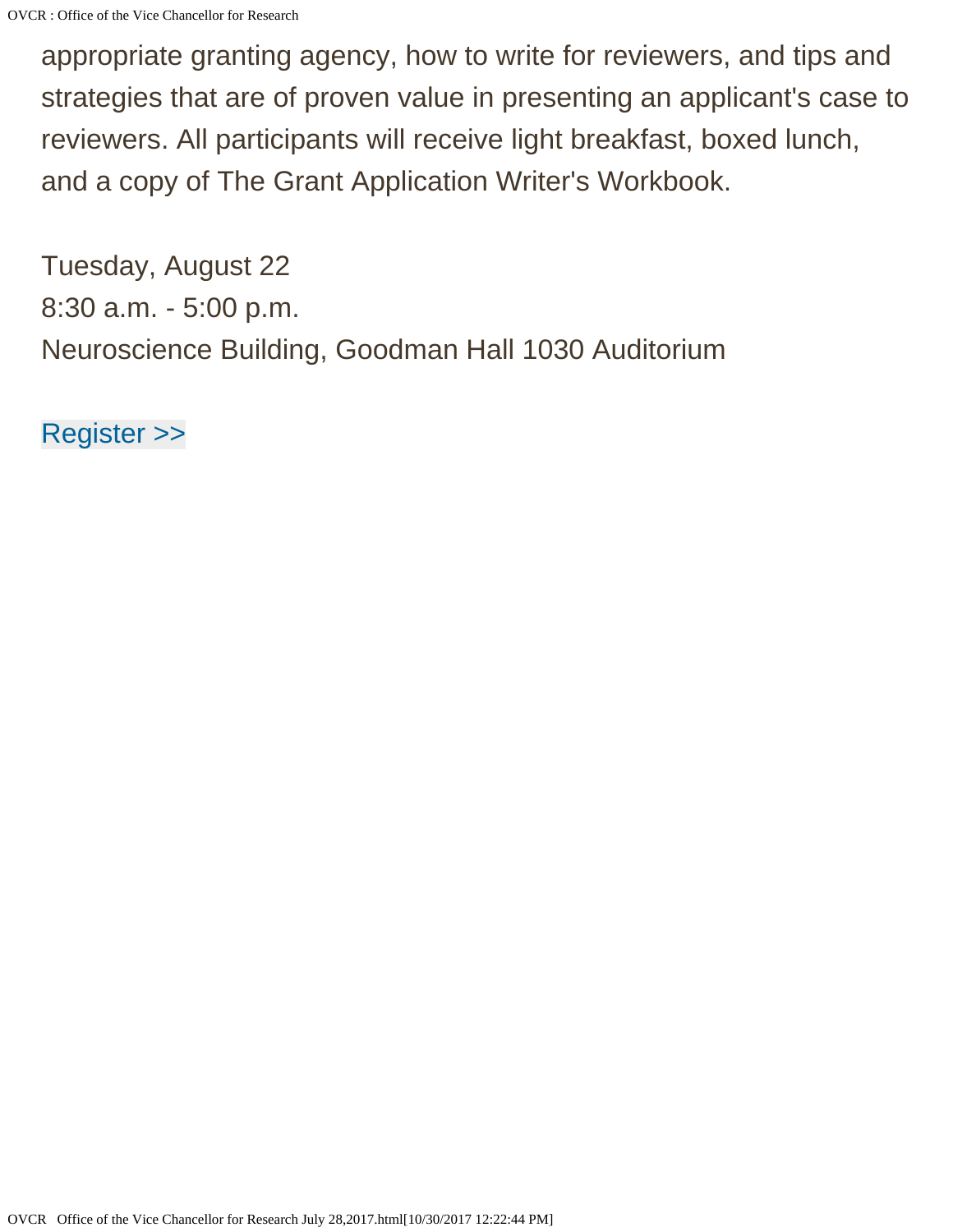appropriate granting agency, how to write for reviewers, and tips and strategies that are of proven value in presenting an applicant's case to reviewers. All participants will receive light breakfast, boxed lunch, and a copy of The Grant Application Writer's Workbook.

Tuesday, August 22
8:30 a.m. - 5:00 p.m.
Neuroscience Building, Goodman Hall 1030 Auditorium

Register >>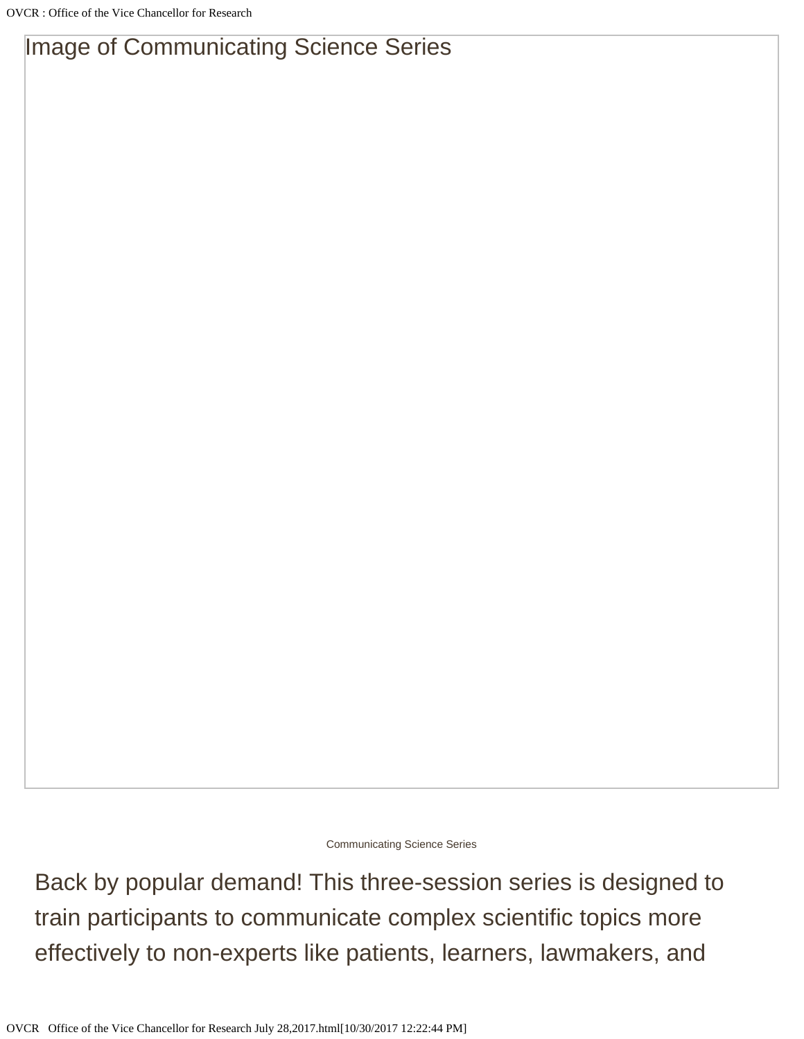Image of Communicating Science Series

Communicating Science Series

Back by popular demand! This three-session series is designed to train participants to communicate complex scientific topics more effectively to non-experts like patients, learners, lawmakers, and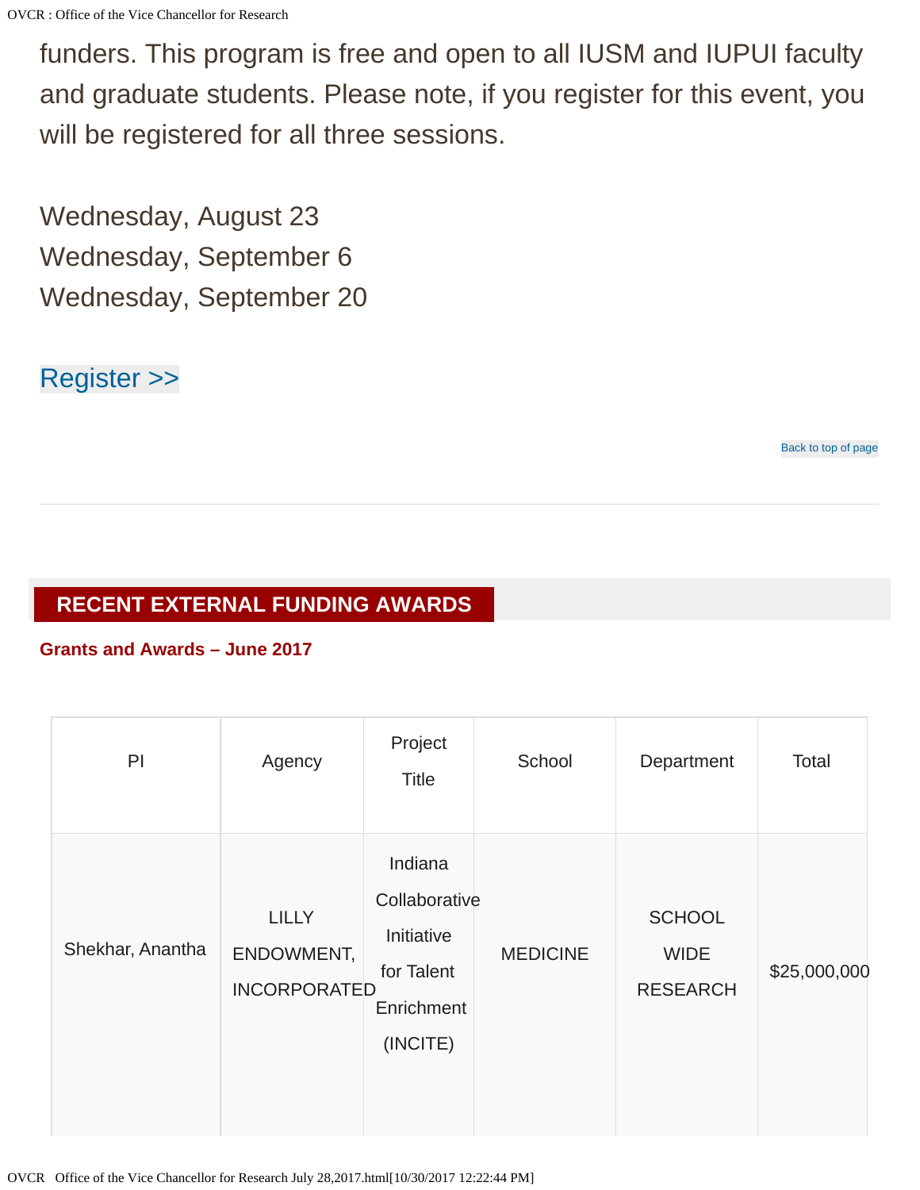funders. This program is free and open to all IUSM and IUPUI faculty and graduate students. Please note, if you register for this event, you will be registered for all three sessions.

Wednesday, August 23
Wednesday, September 6
Wednesday, September 20

Register >>

Back to top of page

## RECENT EXTERNAL FUNDING AWARDS

### Grants and Awards – June 2017

| PI | Agency | Project Title | School | Department | Total |
|---|---|---|---|---|---|
| Shekhar, Anantha | LILLY ENDOWMENT, INCORPORATED | Indiana Collaborative Initiative for Talent Enrichment (INCITE) | MEDICINE | SCHOOL WIDE RESEARCH | $25,000,000 |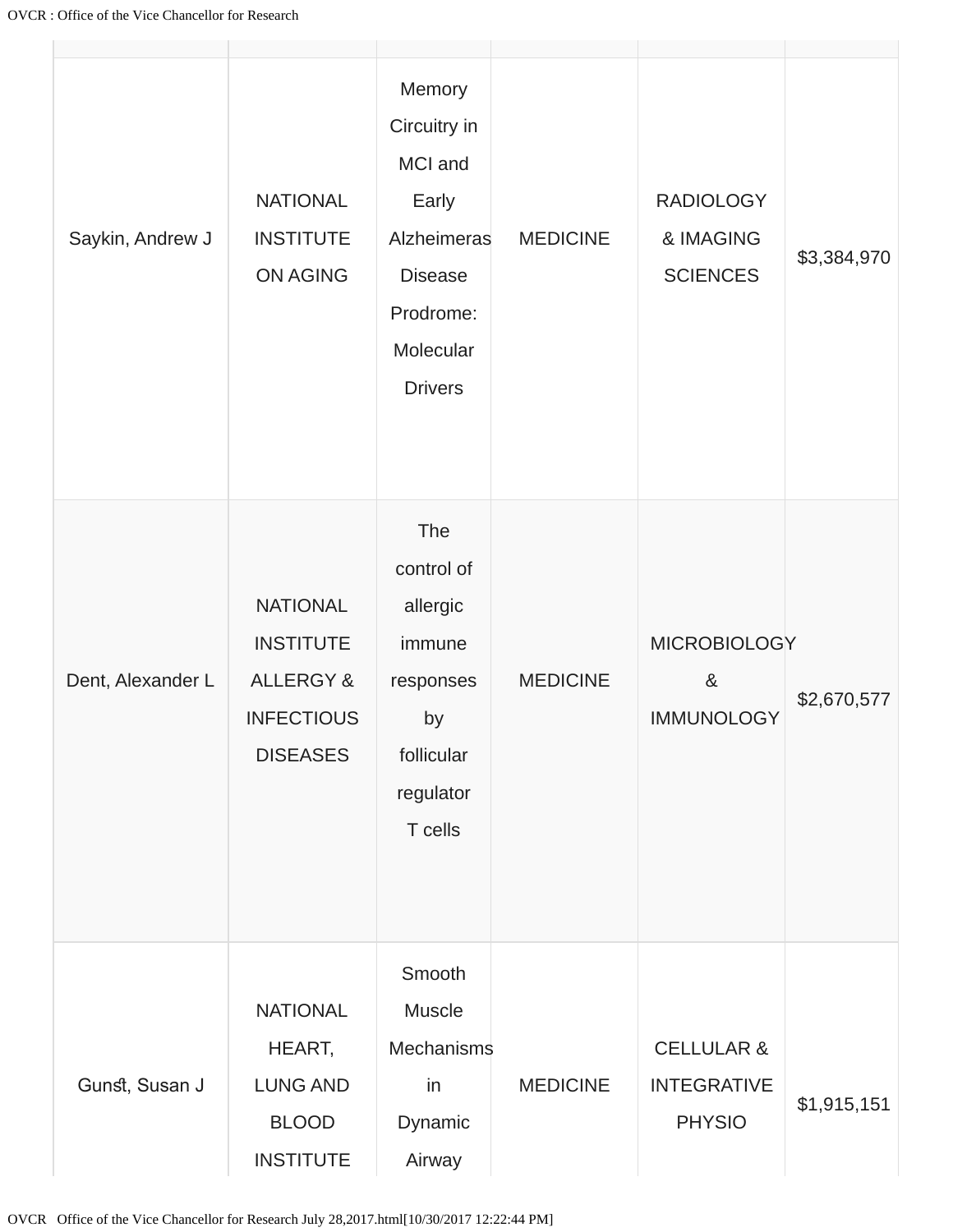| | | | | | |
|---|---|---|---|---|---|
| Saykin, Andrew J | NATIONAL INSTITUTE ON AGING | Memory Circuitry in MCI and Early Alzheimeras Disease Prodrome: Molecular Drivers | MEDICINE | RADIOLOGY & IMAGING SCIENCES | $3,384,970 |
| Dent, Alexander L | NATIONAL INSTITUTE ALLERGY & INFECTIOUS DISEASES | The control of allergic immune responses by follicular regulator T cells | MEDICINE | MICROBIOLOGY & IMMUNOLOGY | $2,670,577 |
| Gunst, Susan J | NATIONAL HEART, LUNG AND BLOOD INSTITUTE | Smooth Muscle Mechanisms in Dynamic Airway | MEDICINE | CELLULAR & INTEGRATIVE PHYSIO | $1,915,151 |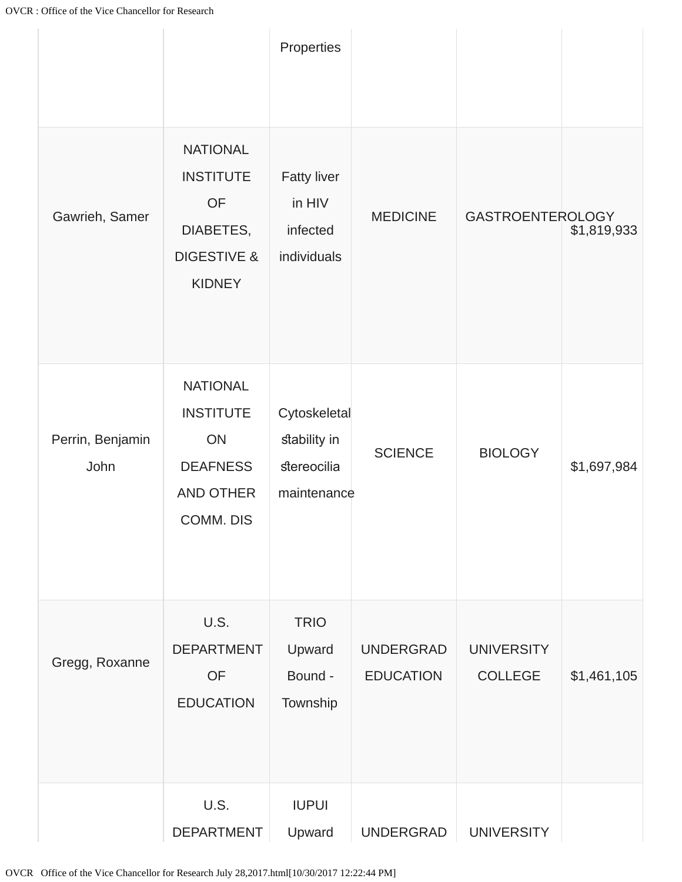| | | | | | |
|---|---|---|---|---|---|
| | | Properties | | | |
| Gawrieh, Samer | NATIONAL INSTITUTE OF DIABETES, DIGESTIVE & KIDNEY | Fatty liver in HIV infected individuals | MEDICINE | GASTROENTEROLOGY | $1,819,933 |
| Perrin, Benjamin John | NATIONAL INSTITUTE ON DEAFNESS AND OTHER COMM. DIS | Cytoskeletal stability in stereocilia maintenance | SCIENCE | BIOLOGY | $1,697,984 |
| Gregg, Roxanne | U.S. DEPARTMENT OF EDUCATION | TRIO Upward Bound - Township | UNDERGRAD EDUCATION | UNIVERSITY COLLEGE | $1,461,105 |
| | U.S. DEPARTMENT | IUPUI Upward | UNDERGRAD | UNIVERSITY | |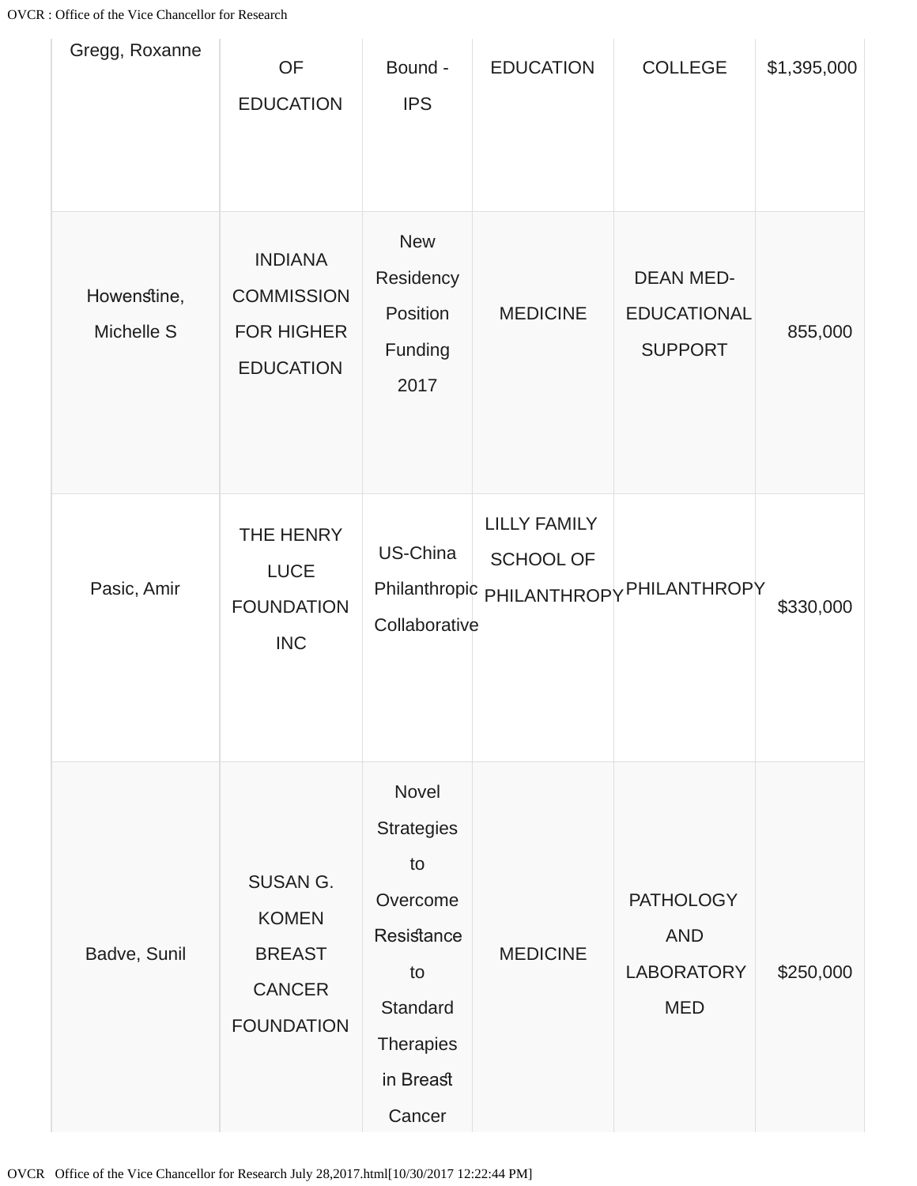| | | | | | |
|---|---|---|---|---|---|
| Gregg, Roxanne | OF EDUCATION | Bound - IPS | EDUCATION | COLLEGE | $1,395,000 |
| Howenstine, Michelle S | INDIANA COMMISSION FOR HIGHER EDUCATION | New Residency Position Funding 2017 | MEDICINE | DEAN MED-EDUCATIONAL SUPPORT | 855,000 |
| Pasic, Amir | THE HENRY LUCE FOUNDATION INC | US-China Philanthropic Collaborative | LILLY FAMILY SCHOOL OF PHILANTHROPY | PHILANTHROPY | $330,000 |
| Badve, Sunil | SUSAN G. KOMEN BREAST CANCER FOUNDATION | Novel Strategies to Overcome Resistance to Standard Therapies in Breast Cancer | MEDICINE | PATHOLOGY AND LABORATORY MED | $250,000 |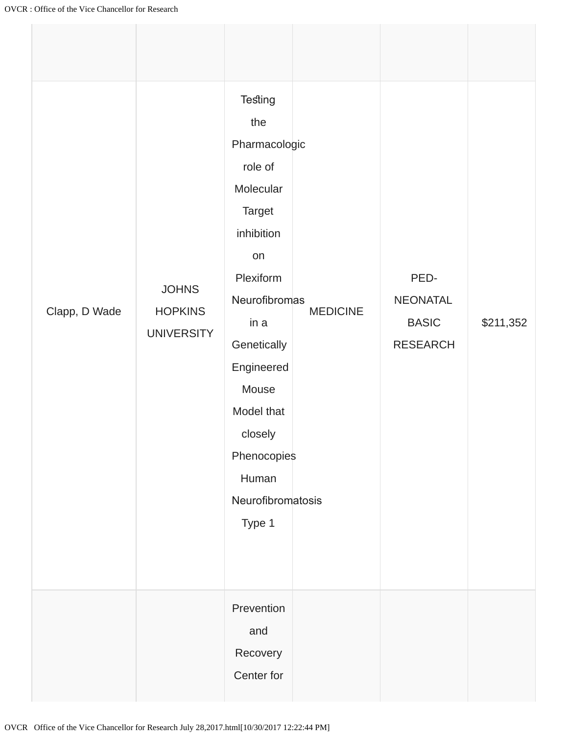| | | | | | |
|---|---|---|---|---|---|
| Clapp, D Wade | JOHNS HOPKINS UNIVERSITY | Testing the Pharmacologic role of Molecular Target inhibition on Plexiform Neurofibromas in a Genetically Engineered Mouse Model that closely Phenocopies Human Neurofibromatosis Type 1 | MEDICINE | PED-NEONATAL BASIC RESEARCH | $211,352 |
| | | Prevention and Recovery Center for | | | |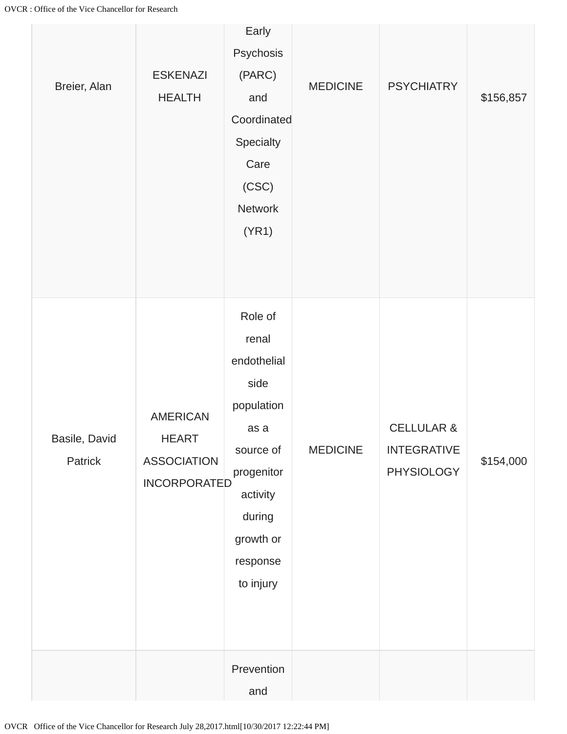| | | | | | |
|---|---|---|---|---|---|
| Breier, Alan | ESKENAZI HEALTH | Early Psychosis (PARC) and Coordinated Specialty Care (CSC) Network (YR1) | MEDICINE | PSYCHIATRY | $156,857 |
| Basile, David Patrick | AMERICAN HEART ASSOCIATION INCORPORATED | Role of renal endothelial side population as a source of progenitor activity during growth or response to injury | MEDICINE | CELLULAR & INTEGRATIVE PHYSIOLOGY | $154,000 |
| | | Prevention and | | | |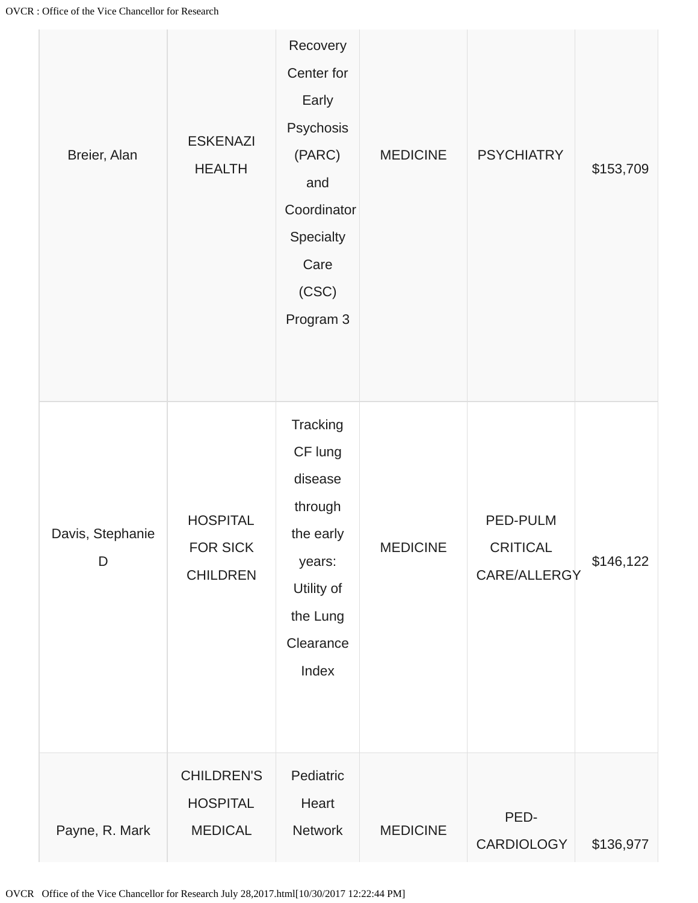| | | | | | |
|---|---|---|---|---|---|
| Breier, Alan | ESKENAZI HEALTH | Recovery Center for Early Psychosis (PARC) and Coordinator Specialty Care (CSC) Program 3 | MEDICINE | PSYCHIATRY | $153,709 |
| Davis, Stephanie D | HOSPITAL FOR SICK CHILDREN | Tracking CF lung disease through the early years: Utility of the Lung Clearance Index | MEDICINE | PED-PULM CRITICAL CARE/ALLERGY | $146,122 |
| Payne, R. Mark | CHILDREN'S HOSPITAL MEDICAL | Pediatric Heart Network | MEDICINE | PED-CARDIOLOGY | $136,977 |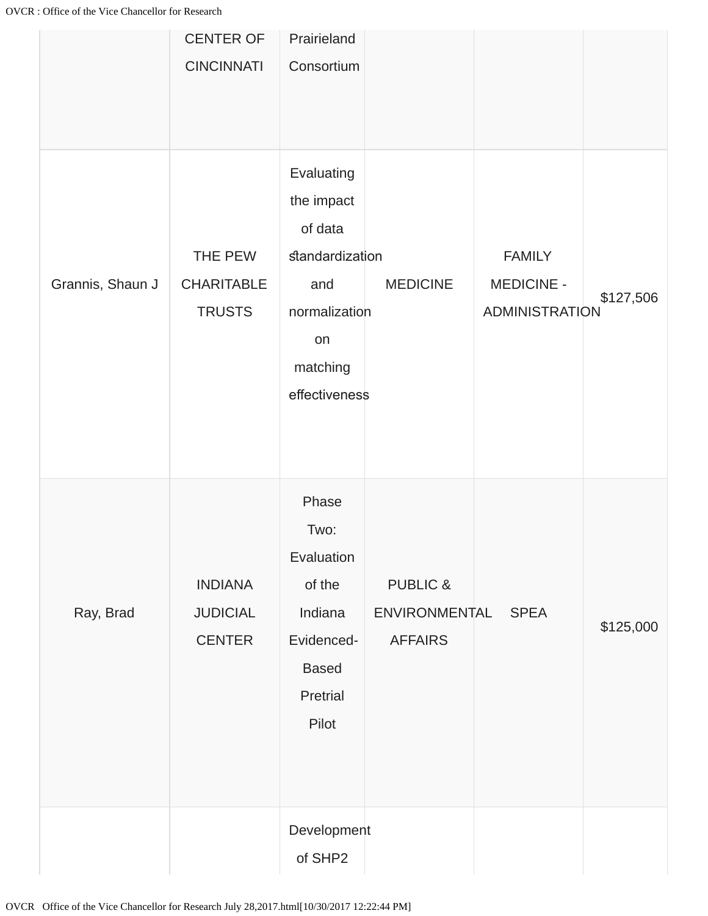| | | | | | |
|---|---|---|---|---|---|
| | CENTER OF CINCINNATI | Prairieland Consortium | | | |
| Grannis, Shaun J | THE PEW CHARITABLE TRUSTS | Evaluating the impact of data standardization and normalization on matching effectiveness | MEDICINE | FAMILY MEDICINE - ADMINISTRATION | $127,506 |
| Ray, Brad | INDIANA JUDICIAL CENTER | Phase Two: Evaluation of the Indiana Evidenced-Based Pretrial Pilot | PUBLIC & ENVIRONMENTAL AFFAIRS | SPEA | $125,000 |
| | | Development of SHP2 | | | |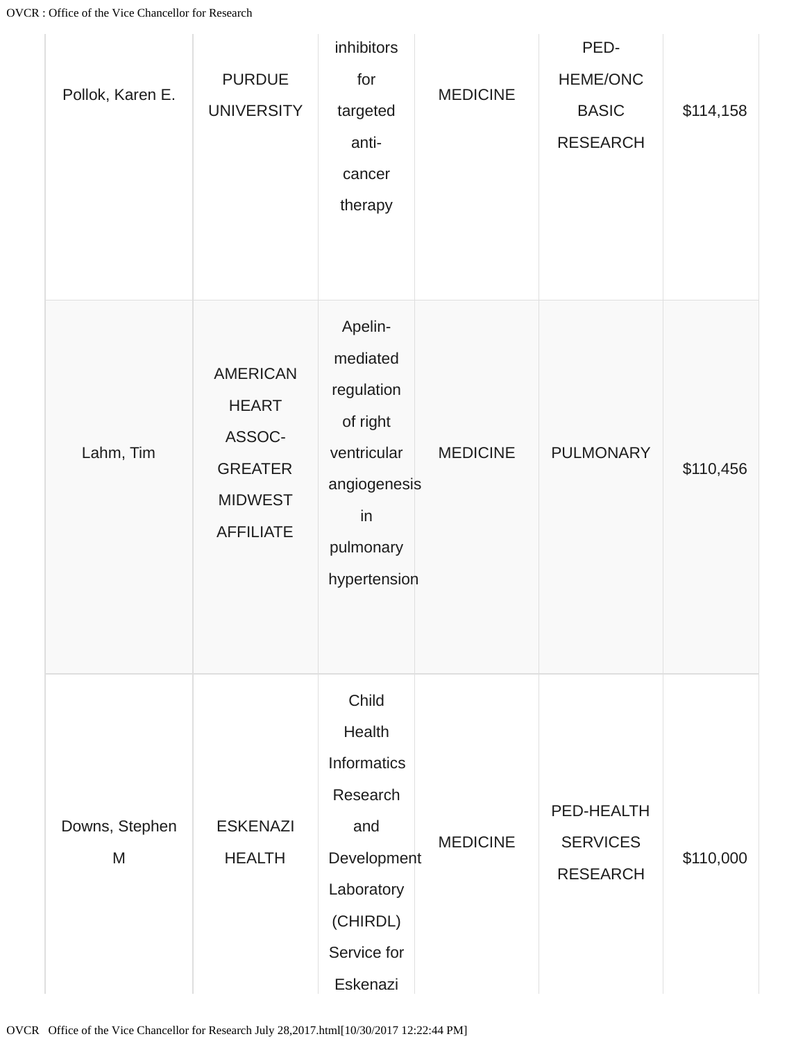| | | | | | |
|---|---|---|---|---|---|
| Pollok, Karen E. | PURDUE UNIVERSITY | inhibitors for targeted anti-cancer therapy | MEDICINE | PED-HEME/ONC BASIC RESEARCH | $114,158 |
| Lahm, Tim | AMERICAN HEART ASSOC-GREATER MIDWEST AFFILIATE | Apelin-mediated regulation of right ventricular angiogenesis in pulmonary hypertension | MEDICINE | PULMONARY | $110,456 |
| Downs, Stephen M | ESKENAZI HEALTH | Child Health Informatics Research and Development Laboratory (CHIRDL) Service for Eskenazi | MEDICINE | PED-HEALTH SERVICES RESEARCH | $110,000 |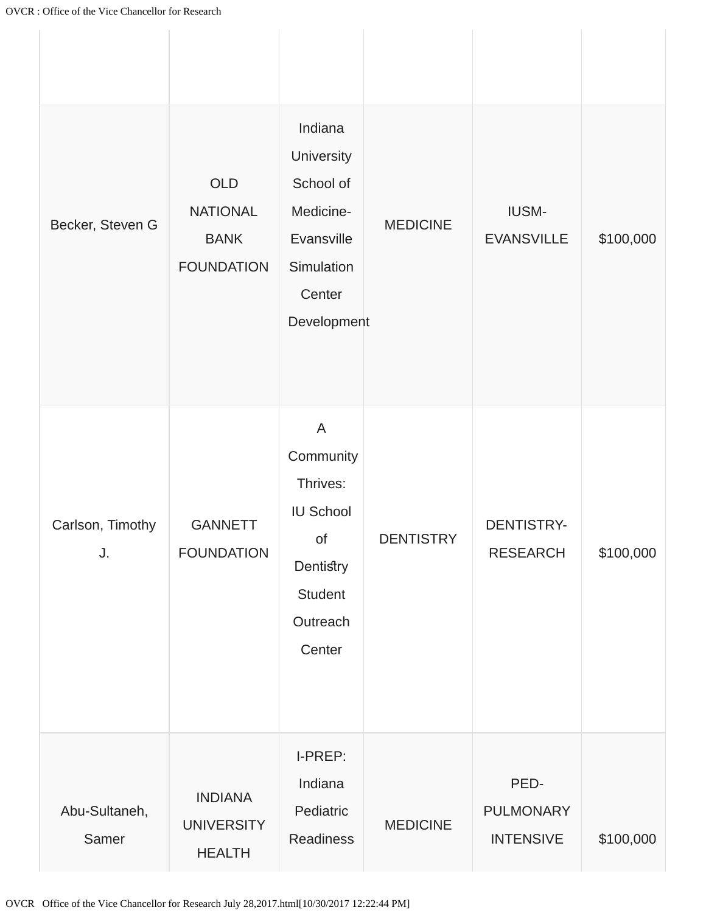| | | | | | |
|---|---|---|---|---|---|
| | | | | | |
| Becker, Steven G | OLD NATIONAL BANK FOUNDATION | Indiana University School of Medicine-Evansville Simulation Center Development | MEDICINE | IUSM-EVANSVILLE | $100,000 |
| Carlson, Timothy J. | GANNETT FOUNDATION | A Community Thrives: IU School of Dentistry Student Outreach Center | DENTISTRY | DENTISTRY-RESEARCH | $100,000 |
| Abu-Sultaneh, Samer | INDIANA UNIVERSITY HEALTH | I-PREP: Indiana Pediatric Readiness | MEDICINE | PED-PULMONARY INTENSIVE | $100,000 |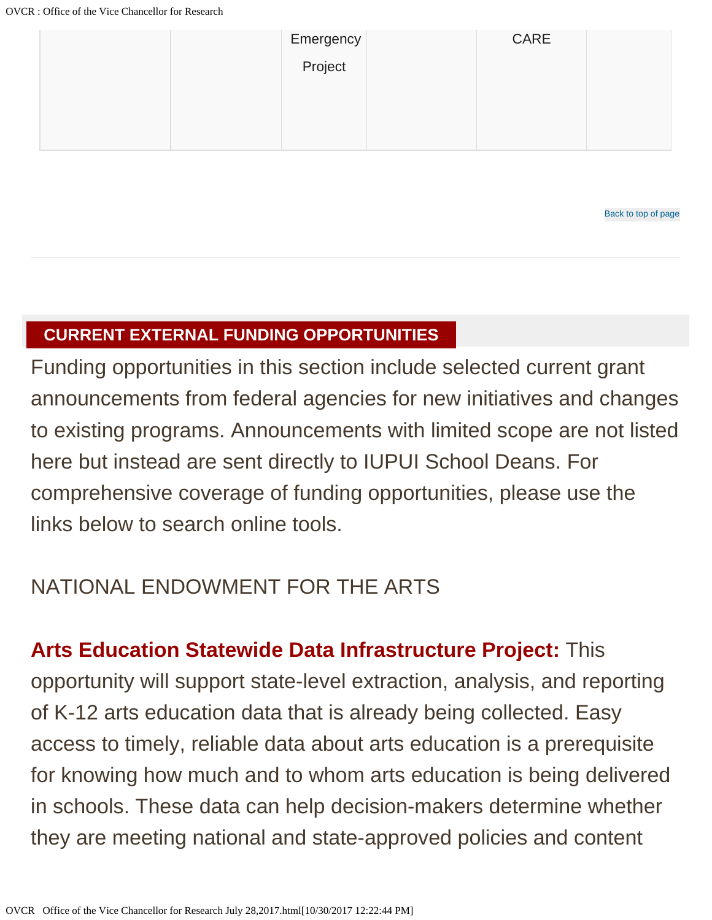| | | Emergency Project | | CARE | |
|---|---|---|---|---|---|

Back to top of page

## CURRENT EXTERNAL FUNDING OPPORTUNITIES

Funding opportunities in this section include selected current grant announcements from federal agencies for new initiatives and changes to existing programs. Announcements with limited scope are not listed here but instead are sent directly to IUPUI School Deans. For comprehensive coverage of funding opportunities, please use the links below to search online tools.

### NATIONAL ENDOWMENT FOR THE ARTS

**Arts Education Statewide Data Infrastructure Project:** This opportunity will support state-level extraction, analysis, and reporting of K-12 arts education data that is already being collected. Easy access to timely, reliable data about arts education is a prerequisite for knowing how much and to whom arts education is being delivered in schools. These data can help decision-makers determine whether they are meeting national and state-approved policies and content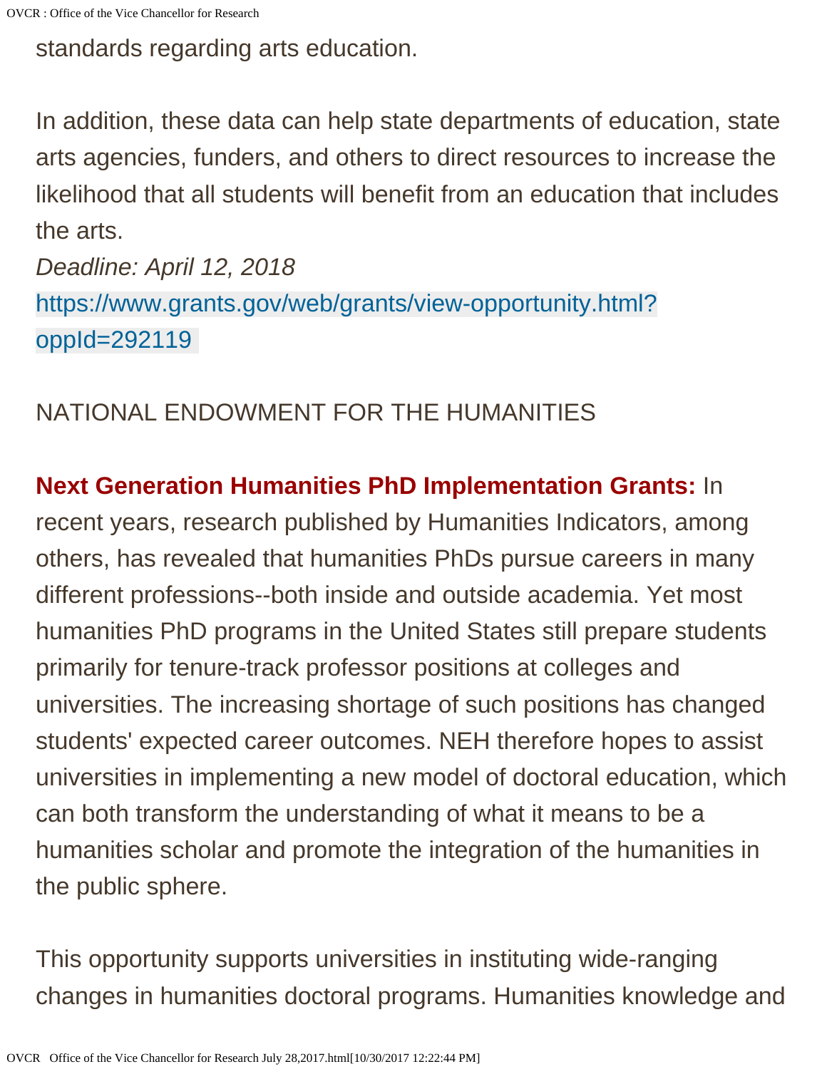standards regarding arts education.

In addition, these data can help state departments of education, state arts agencies, funders, and others to direct resources to increase the likelihood that all students will benefit from an education that includes the arts.

*Deadline: April 12, 2018*

https://www.grants.gov/web/grants/view-opportunity.html?oppId=292119

NATIONAL ENDOWMENT FOR THE HUMANITIES

**Next Generation Humanities PhD Implementation Grants:** In recent years, research published by Humanities Indicators, among others, has revealed that humanities PhDs pursue careers in many different professions--both inside and outside academia. Yet most humanities PhD programs in the United States still prepare students primarily for tenure-track professor positions at colleges and universities. The increasing shortage of such positions has changed students' expected career outcomes. NEH therefore hopes to assist universities in implementing a new model of doctoral education, which can both transform the understanding of what it means to be a humanities scholar and promote the integration of the humanities in the public sphere.

This opportunity supports universities in instituting wide-ranging changes in humanities doctoral programs. Humanities knowledge and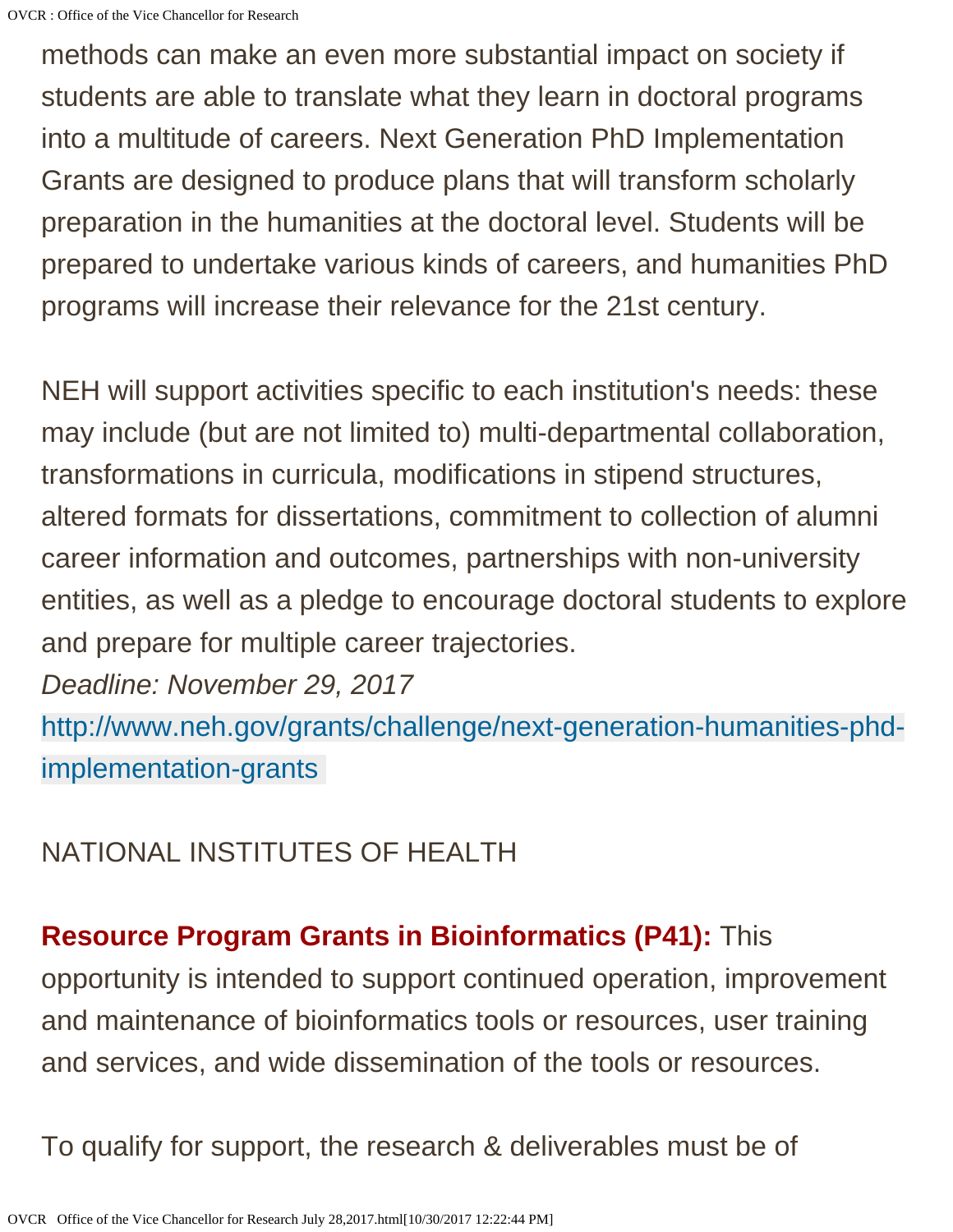methods can make an even more substantial impact on society if students are able to translate what they learn in doctoral programs into a multitude of careers. Next Generation PhD Implementation Grants are designed to produce plans that will transform scholarly preparation in the humanities at the doctoral level. Students will be prepared to undertake various kinds of careers, and humanities PhD programs will increase their relevance for the 21st century.

NEH will support activities specific to each institution's needs: these may include (but are not limited to) multi-departmental collaboration, transformations in curricula, modifications in stipend structures, altered formats for dissertations, commitment to collection of alumni career information and outcomes, partnerships with non-university entities, as well as a pledge to encourage doctoral students to explore and prepare for multiple career trajectories.

*Deadline: November 29, 2017*

http://www.neh.gov/grants/challenge/next-generation-humanities-phd-implementation-grants

NATIONAL INSTITUTES OF HEALTH

**Resource Program Grants in Bioinformatics (P41):** This opportunity is intended to support continued operation, improvement and maintenance of bioinformatics tools or resources, user training and services, and wide dissemination of the tools or resources.

To qualify for support, the research & deliverables must be of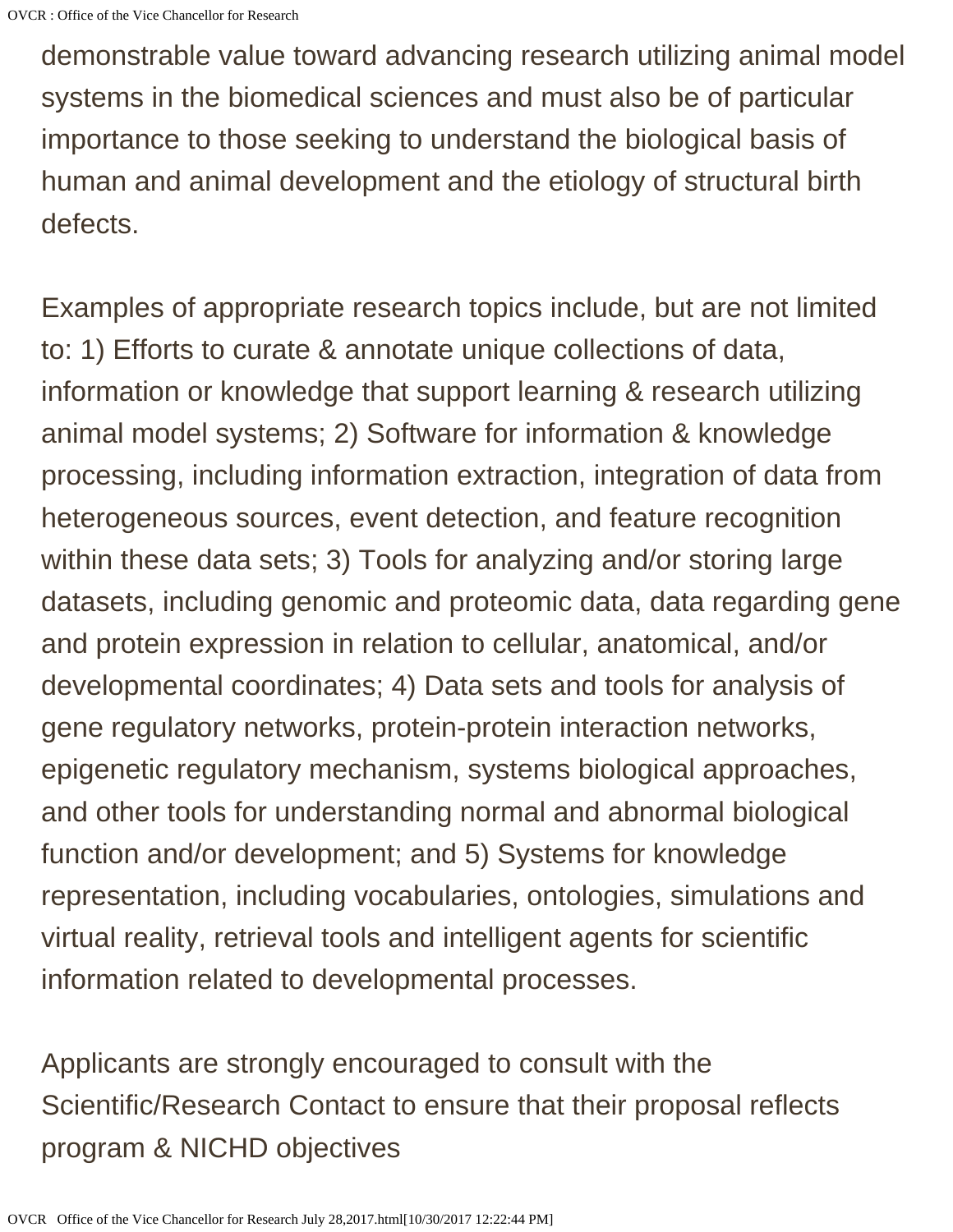demonstrable value toward advancing research utilizing animal model systems in the biomedical sciences and must also be of particular importance to those seeking to understand the biological basis of human and animal development and the etiology of structural birth defects.

Examples of appropriate research topics include, but are not limited to: 1) Efforts to curate & annotate unique collections of data, information or knowledge that support learning & research utilizing animal model systems; 2) Software for information & knowledge processing, including information extraction, integration of data from heterogeneous sources, event detection, and feature recognition within these data sets; 3) Tools for analyzing and/or storing large datasets, including genomic and proteomic data, data regarding gene and protein expression in relation to cellular, anatomical, and/or developmental coordinates; 4) Data sets and tools for analysis of gene regulatory networks, protein-protein interaction networks, epigenetic regulatory mechanism, systems biological approaches, and other tools for understanding normal and abnormal biological function and/or development; and 5) Systems for knowledge representation, including vocabularies, ontologies, simulations and virtual reality, retrieval tools and intelligent agents for scientific information related to developmental processes.

Applicants are strongly encouraged to consult with the Scientific/Research Contact to ensure that their proposal reflects program & NICHD objectives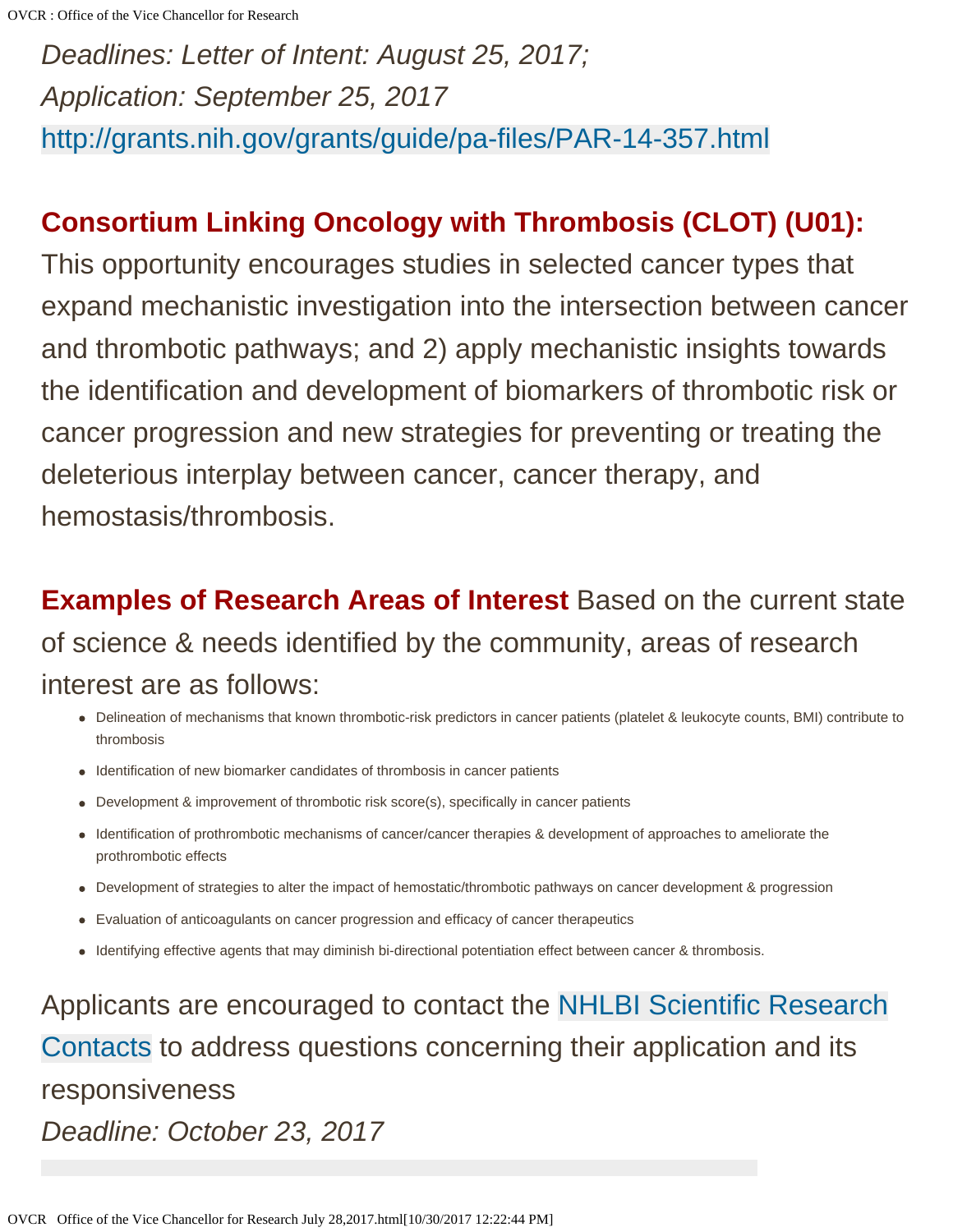*Deadlines: Letter of Intent: August 25, 2017;*
*Application: September 25, 2017*
http://grants.nih.gov/grants/guide/pa-files/PAR-14-357.html

**Consortium Linking Oncology with Thrombosis (CLOT) (U01):** This opportunity encourages studies in selected cancer types that expand mechanistic investigation into the intersection between cancer and thrombotic pathways; and 2) apply mechanistic insights towards the identification and development of biomarkers of thrombotic risk or cancer progression and new strategies for preventing or treating the deleterious interplay between cancer, cancer therapy, and hemostasis/thrombosis.

**Examples of Research Areas of Interest** Based on the current state of science & needs identified by the community, areas of research interest are as follows:

- Delineation of mechanisms that known thrombotic-risk predictors in cancer patients (platelet & leukocyte counts, BMI) contribute to thrombosis
- Identification of new biomarker candidates of thrombosis in cancer patients
- Development & improvement of thrombotic risk score(s), specifically in cancer patients
- Identification of prothrombotic mechanisms of cancer/cancer therapies & development of approaches to ameliorate the prothrombotic effects
- Development of strategies to alter the impact of hemostatic/thrombotic pathways on cancer development & progression
- Evaluation of anticoagulants on cancer progression and efficacy of cancer therapeutics
- Identifying effective agents that may diminish bi-directional potentiation effect between cancer & thrombosis.

Applicants are encouraged to contact the NHLBI Scientific Research Contacts to address questions concerning their application and its responsiveness
*Deadline: October 23, 2017*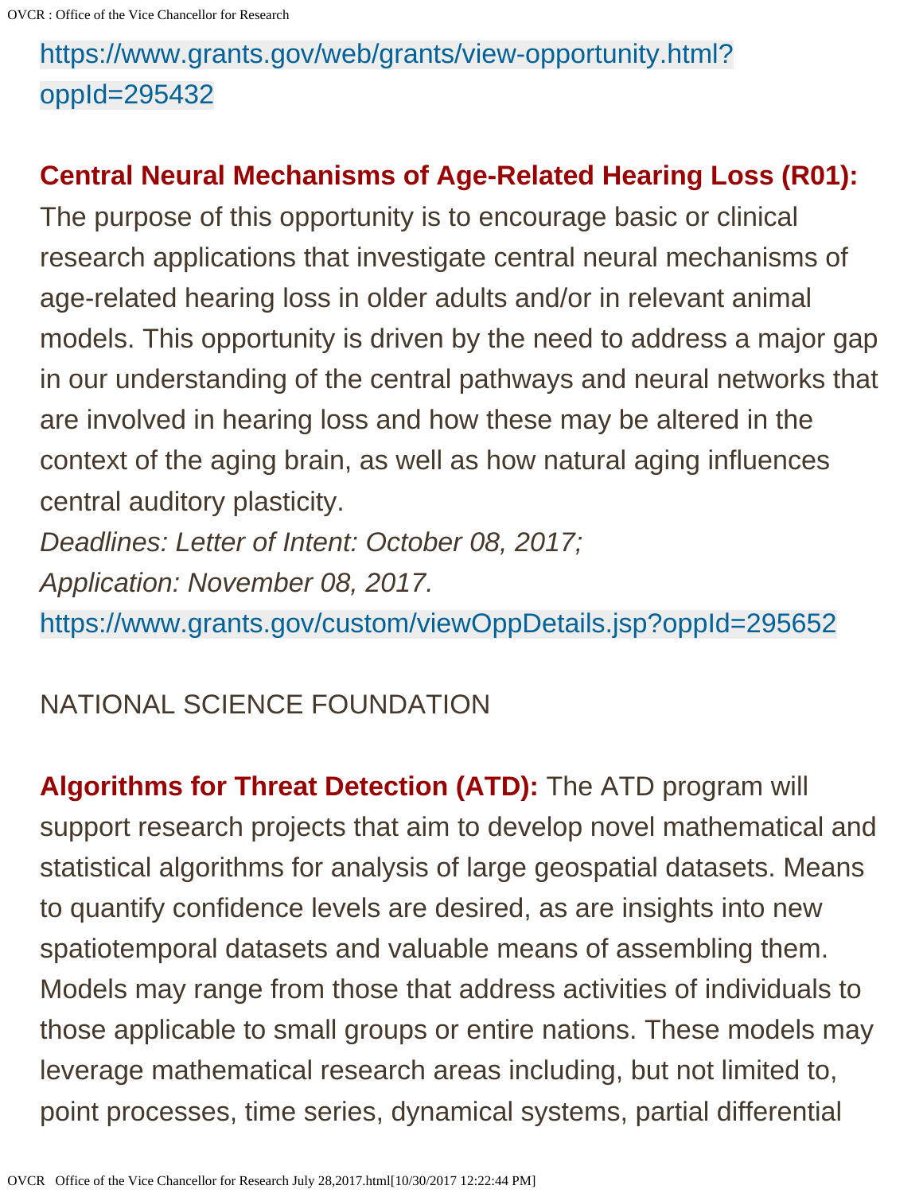https://www.grants.gov/web/grants/view-opportunity.html?oppId=295432

**Central Neural Mechanisms of Age-Related Hearing Loss (R01):** The purpose of this opportunity is to encourage basic or clinical research applications that investigate central neural mechanisms of age-related hearing loss in older adults and/or in relevant animal models. This opportunity is driven by the need to address a major gap in our understanding of the central pathways and neural networks that are involved in hearing loss and how these may be altered in the context of the aging brain, as well as how natural aging influences central auditory plasticity.

*Deadlines: Letter of Intent: October 08, 2017;*

*Application: November 08, 2017.*

https://www.grants.gov/custom/viewOppDetails.jsp?oppId=295652

NATIONAL SCIENCE FOUNDATION

**Algorithms for Threat Detection (ATD):** The ATD program will support research projects that aim to develop novel mathematical and statistical algorithms for analysis of large geospatial datasets. Means to quantify confidence levels are desired, as are insights into new spatiotemporal datasets and valuable means of assembling them. Models may range from those that address activities of individuals to those applicable to small groups or entire nations. These models may leverage mathematical research areas including, but not limited to, point processes, time series, dynamical systems, partial differential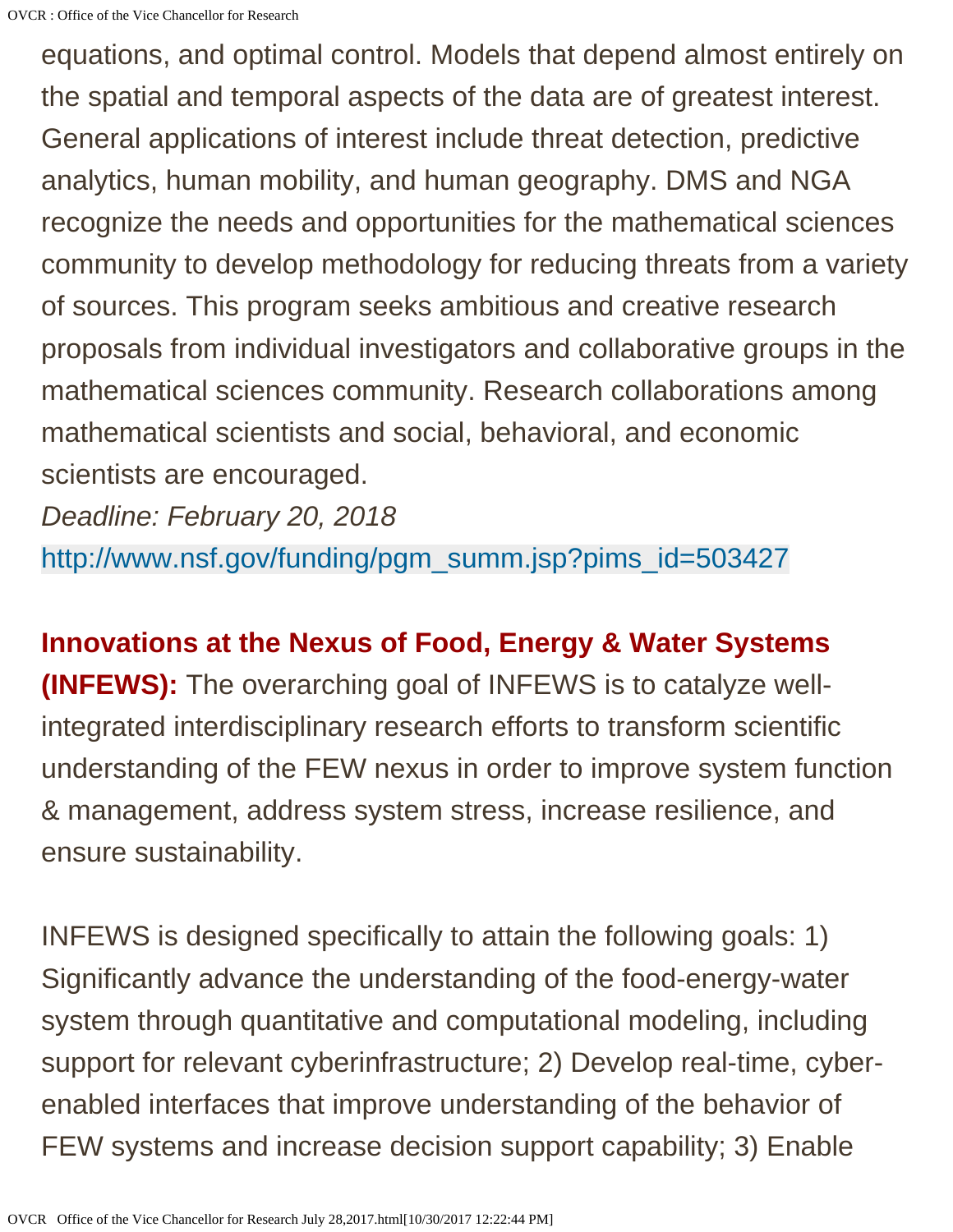equations, and optimal control. Models that depend almost entirely on the spatial and temporal aspects of the data are of greatest interest. General applications of interest include threat detection, predictive analytics, human mobility, and human geography. DMS and NGA recognize the needs and opportunities for the mathematical sciences community to develop methodology for reducing threats from a variety of sources. This program seeks ambitious and creative research proposals from individual investigators and collaborative groups in the mathematical sciences community. Research collaborations among mathematical scientists and social, behavioral, and economic scientists are encouraged.
*Deadline: February 20, 2018*
http://www.nsf.gov/funding/pgm_summ.jsp?pims_id=503427

**Innovations at the Nexus of Food, Energy & Water Systems (INFEWS):** The overarching goal of INFEWS is to catalyze well-integrated interdisciplinary research efforts to transform scientific understanding of the FEW nexus in order to improve system function & management, address system stress, increase resilience, and ensure sustainability.

INFEWS is designed specifically to attain the following goals: 1) Significantly advance the understanding of the food-energy-water system through quantitative and computational modeling, including support for relevant cyberinfrastructure; 2) Develop real-time, cyber-enabled interfaces that improve understanding of the behavior of FEW systems and increase decision support capability; 3) Enable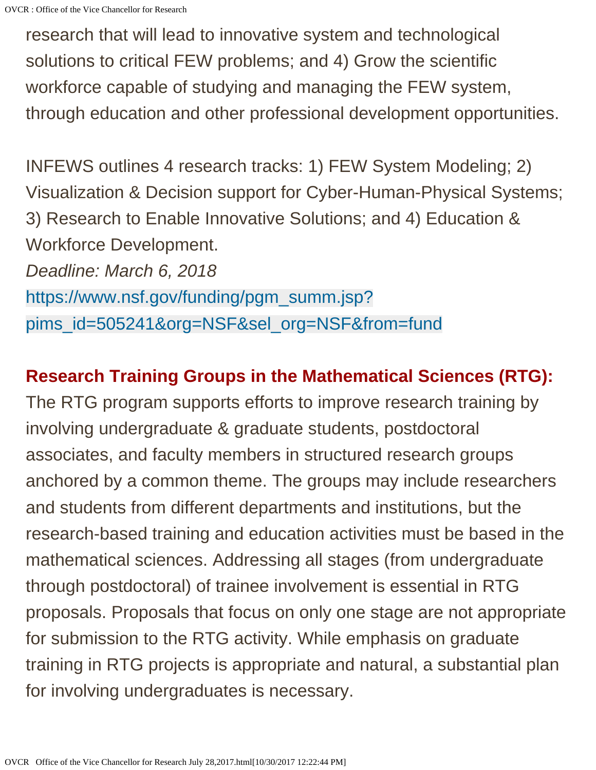research that will lead to innovative system and technological solutions to critical FEW problems; and 4) Grow the scientific workforce capable of studying and managing the FEW system, through education and other professional development opportunities.

INFEWS outlines 4 research tracks: 1) FEW System Modeling; 2) Visualization & Decision support for Cyber-Human-Physical Systems; 3) Research to Enable Innovative Solutions; and 4) Education & Workforce Development.
*Deadline: March 6, 2018*
https://www.nsf.gov/funding/pgm_summ.jsp?pims_id=505241&org=NSF&sel_org=NSF&from=fund

**Research Training Groups in the Mathematical Sciences (RTG):** The RTG program supports efforts to improve research training by involving undergraduate & graduate students, postdoctoral associates, and faculty members in structured research groups anchored by a common theme. The groups may include researchers and students from different departments and institutions, but the research-based training and education activities must be based in the mathematical sciences. Addressing all stages (from undergraduate through postdoctoral) of trainee involvement is essential in RTG proposals. Proposals that focus on only one stage are not appropriate for submission to the RTG activity. While emphasis on graduate training in RTG projects is appropriate and natural, a substantial plan for involving undergraduates is necessary.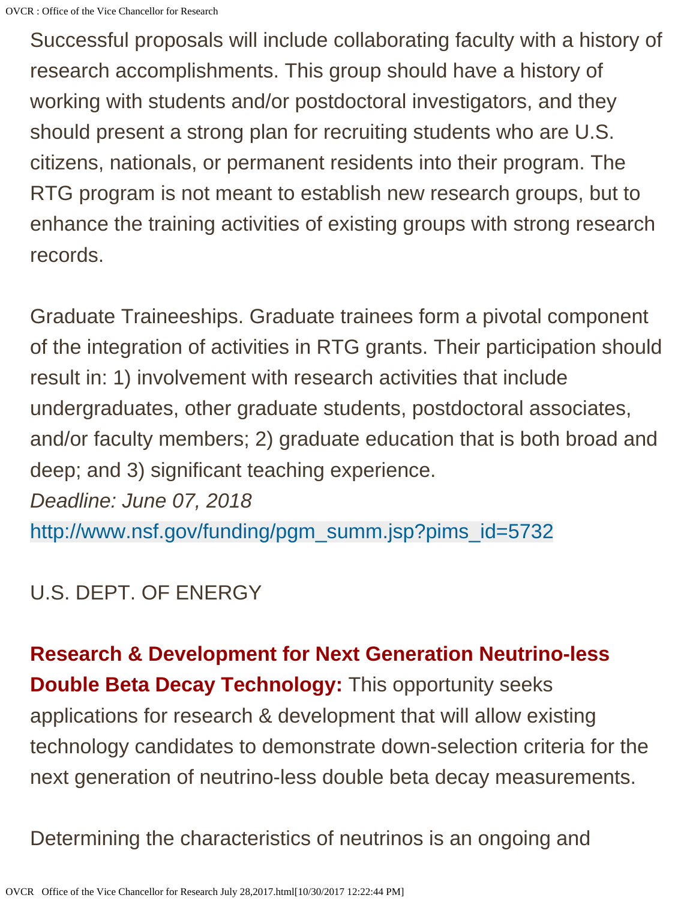Successful proposals will include collaborating faculty with a history of research accomplishments. This group should have a history of working with students and/or postdoctoral investigators, and they should present a strong plan for recruiting students who are U.S. citizens, nationals, or permanent residents into their program. The RTG program is not meant to establish new research groups, but to enhance the training activities of existing groups with strong research records.

Graduate Traineeships. Graduate trainees form a pivotal component of the integration of activities in RTG grants. Their participation should result in: 1) involvement with research activities that include undergraduates, other graduate students, postdoctoral associates, and/or faculty members; 2) graduate education that is both broad and deep; and 3) significant teaching experience.
*Deadline: June 07, 2018*
http://www.nsf.gov/funding/pgm_summ.jsp?pims_id=5732

U.S. DEPT. OF ENERGY

**Research & Development for Next Generation Neutrino-less Double Beta Decay Technology:** This opportunity seeks applications for research & development that will allow existing technology candidates to demonstrate down-selection criteria for the next generation of neutrino-less double beta decay measurements.

Determining the characteristics of neutrinos is an ongoing and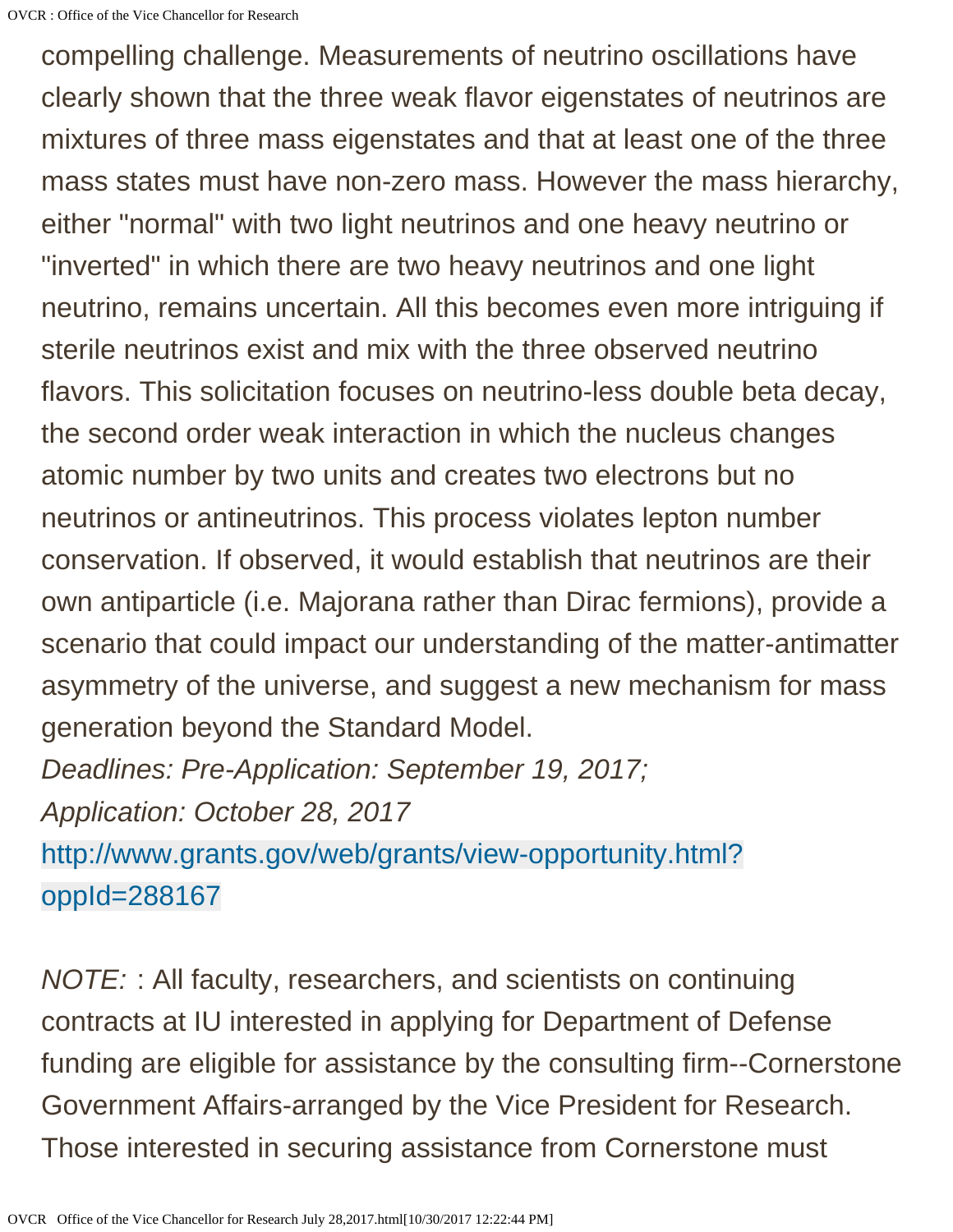compelling challenge. Measurements of neutrino oscillations have clearly shown that the three weak flavor eigenstates of neutrinos are mixtures of three mass eigenstates and that at least one of the three mass states must have non-zero mass. However the mass hierarchy, either "normal" with two light neutrinos and one heavy neutrino or "inverted" in which there are two heavy neutrinos and one light neutrino, remains uncertain. All this becomes even more intriguing if sterile neutrinos exist and mix with the three observed neutrino flavors. This solicitation focuses on neutrino-less double beta decay, the second order weak interaction in which the nucleus changes atomic number by two units and creates two electrons but no neutrinos or antineutrinos. This process violates lepton number conservation. If observed, it would establish that neutrinos are their own antiparticle (i.e. Majorana rather than Dirac fermions), provide a scenario that could impact our understanding of the matter-antimatter asymmetry of the universe, and suggest a new mechanism for mass generation beyond the Standard Model.

*Deadlines: Pre-Application: September 19, 2017;*
*Application: October 28, 2017*

http://www.grants.gov/web/grants/view-opportunity.html?oppId=288167

*NOTE:* : All faculty, researchers, and scientists on continuing contracts at IU interested in applying for Department of Defense funding are eligible for assistance by the consulting firm--Cornerstone Government Affairs-arranged by the Vice President for Research. Those interested in securing assistance from Cornerstone must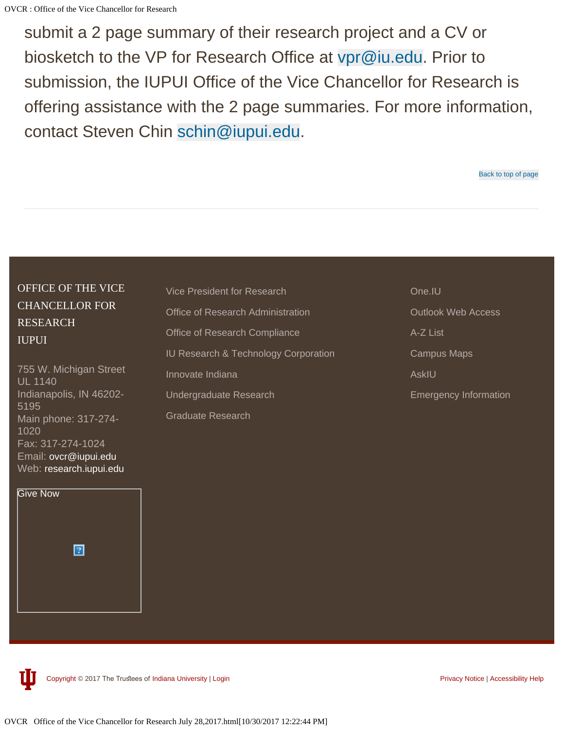submit a 2 page summary of their research project and a CV or biosketch to the VP for Research Office at vpr@iu.edu. Prior to submission, the IUPUI Office of the Vice Chancellor for Research is offering assistance with the 2 page summaries. For more information, contact Steven Chin schin@iupui.edu.

Back to top of page

---

OFFICE OF THE VICE CHANCELLOR FOR RESEARCH
IUPUI

755 W. Michigan Street
UL 1140
Indianapolis, IN 46202-5195
Main phone: 317-274-1020
Fax: 317-274-1024
Email: ovcr@iupui.edu
Web: research.iupui.edu

Give Now

- Vice President for Research
- Office of Research Administration
- Office of Research Compliance
- IU Research & Technology Corporation
- Innovate Indiana
- Undergraduate Research
- Graduate Research

- One.IU
- Outlook Web Access
- A-Z List
- Campus Maps
- AskIU
- Emergency Information

Copyright © 2017 The Trustees of Indiana University | Login

Privacy Notice | Accessibility Help